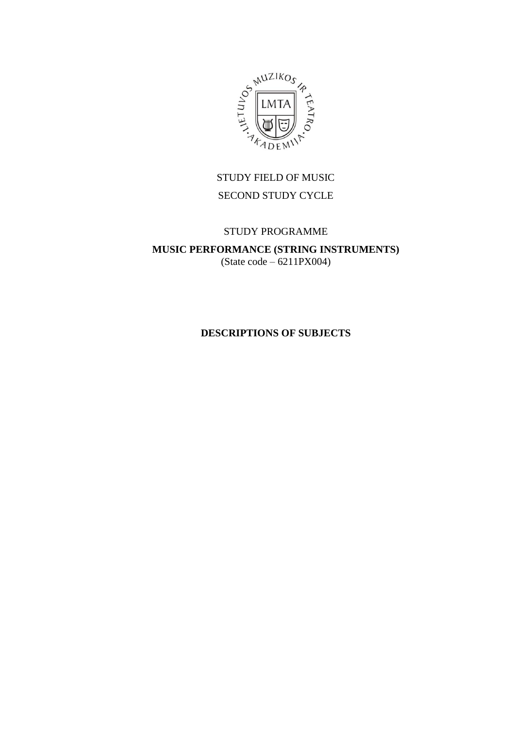STUDY FIELD OF MUSIC

SECOND STUDY CYCLE

STUDY PROGRAMME

**MUSIC PERFORMANCE (STRING INSTRUMENTS)**

(State code – 6211PX004)

# DESCRIPTIONS OF SUBJECTS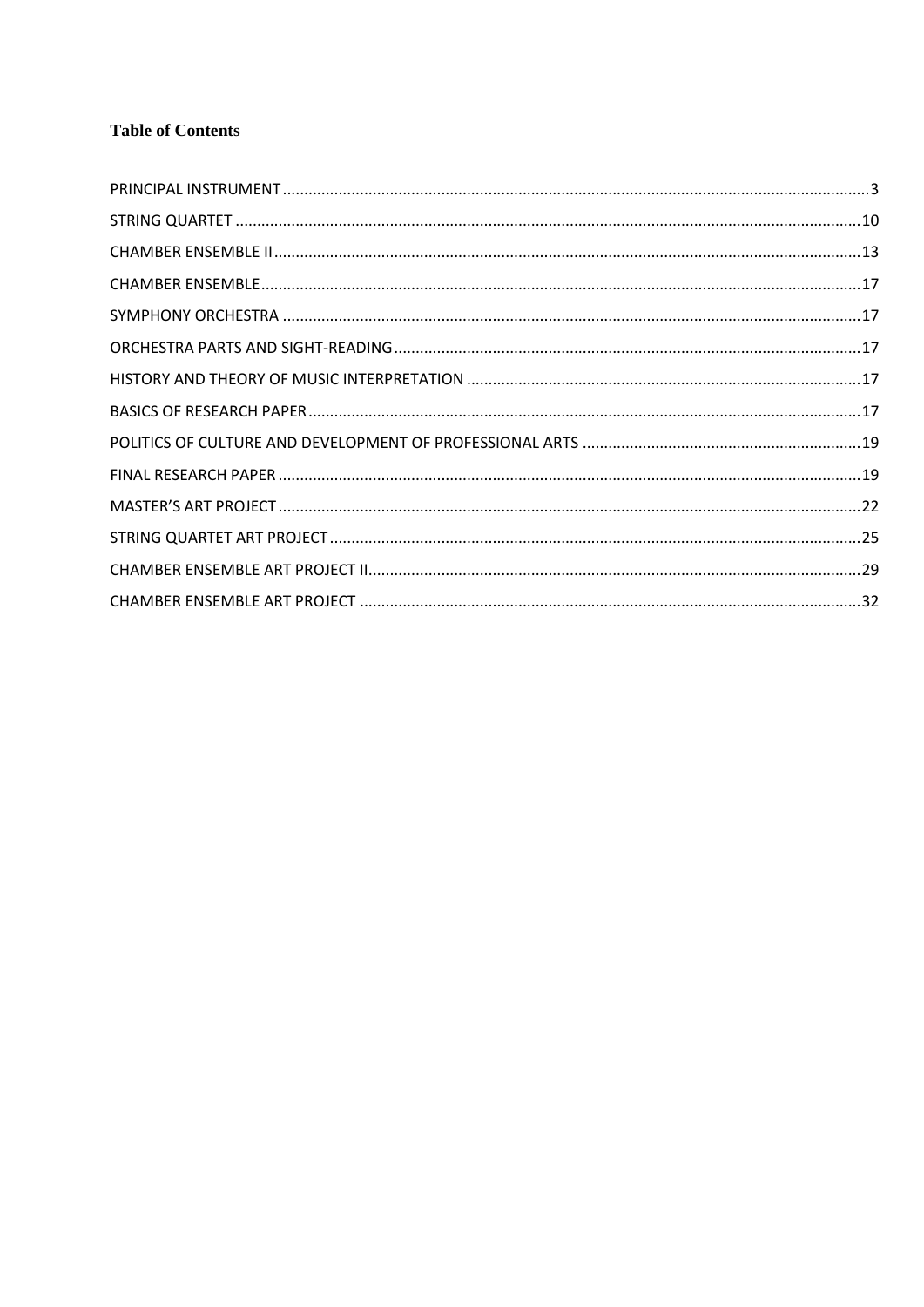**Table of Contents**

PRINCIPAL INSTRUMENT....3
STRING QUARTET....10
CHAMBER ENSEMBLE II....13
CHAMBER ENSEMBLE....17
SYMPHONY ORCHESTRA....17
ORCHESTRA PARTS AND SIGHT-READING....17
HISTORY AND THEORY OF MUSIC INTERPRETATION....17
BASICS OF RESEARCH PAPER....17
POLITICS OF CULTURE AND DEVELOPMENT OF PROFESSIONAL ARTS....19
FINAL RESEARCH PAPER....19
MASTER'S ART PROJECT....22
STRING QUARTET ART PROJECT....25
CHAMBER ENSEMBLE ART PROJECT II....29
CHAMBER ENSEMBLE ART PROJECT....32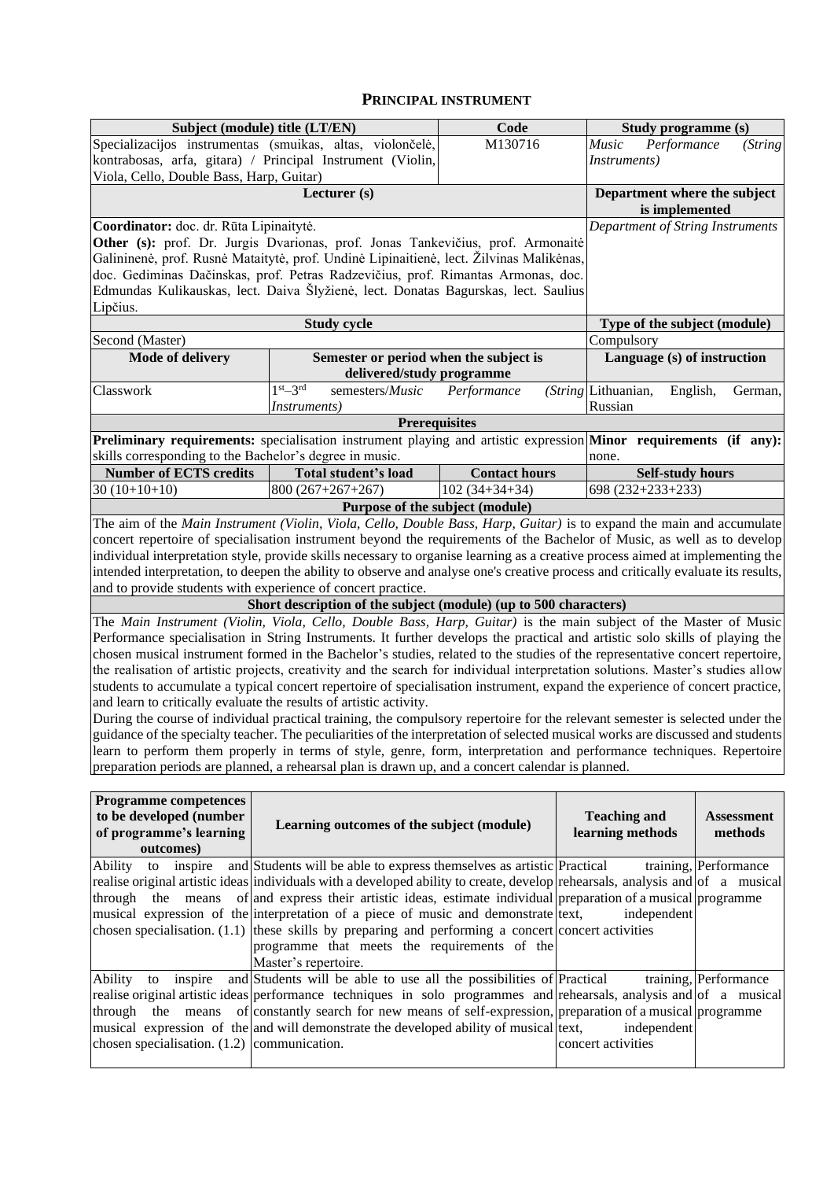## PRINCIPAL INSTRUMENT

| Subject (module) title (LT/EN) | | Code | Study programme (s) |
|---|---|---|---|
| Specializacijos instrumentas (smuikas, altas, violončelė, kontrabosas, arfa, gitara) / Principal Instrument (Violin, Viola, Cello, Double Bass, Harp, Guitar) | | M130716 | *Music Performance (String Instruments)* |
| **Lecturer (s)** | | | **Department where the subject is implemented** |
| **Coordinator:** doc. dr. Rūta Lipinaitytė. **Other (s):** prof. Dr. Jurgis Dvarionas, prof. Jonas Tankevičius, prof. Armonaitė Galininenė, prof. Rusnė Mataitytė, prof. Undinė Lipinaitienė, lect. Žilvinas Malikėnas, doc. Gediminas Dačinskas, prof. Petras Radzevičius, prof. Rimantas Armonas, doc. Edmundas Kulikauskas, lect. Daiva Šlyžienė, lect. Donatas Bagurskas, lect. Saulius Lipčius. | | | *Department of String Instruments* |
| **Study cycle** | | | **Type of the subject (module)** |
| Second (Master) | | | Compulsory |
| **Mode of delivery** | **Semester or period when the subject is delivered/study programme** | | **Language (s) of instruction** |
| Classwork | 1st–3rd semesters/*Music Performance (String Instruments)* | | Lithuanian, English, German, Russian |
| **Prerequisites** | | | |
| **Preliminary requirements:** specialisation instrument playing and artistic expression skills corresponding to the Bachelor's degree in music. | | | **Minor requirements (if any):** none. |
| **Number of ECTS credits** | **Total student's load** | **Contact hours** | **Self-study hours** |
| 30 (10+10+10) | 800 (267+267+267) | 102 (34+34+34) | 698 (232+233+233) |
| **Purpose of the subject (module)** | | | |
| The aim of the *Main Instrument (Violin, Viola, Cello, Double Bass, Harp, Guitar)* is to expand the main and accumulate concert repertoire of specialisation instrument beyond the requirements of the Bachelor of Music, as well as to develop individual interpretation style, provide skills necessary to organise learning as a creative process aimed at implementing the intended interpretation, to deepen the ability to observe and analyse one's creative process and critically evaluate its results, and to provide students with experience of concert practice. | | | |
| **Short description of the subject (module) (up to 500 characters)** | | | |
| The *Main Instrument (Violin, Viola, Cello, Double Bass, Harp, Guitar)* is the main subject of the Master of Music Performance specialisation in String Instruments. It further develops the practical and artistic solo skills of playing the chosen musical instrument formed in the Bachelor's studies, related to the studies of the representative concert repertoire, the realisation of artistic projects, creativity and the search for individual interpretation solutions. Master's studies allow students to accumulate a typical concert repertoire of specialisation instrument, expand the experience of concert practice, and learn to critically evaluate the results of artistic activity. During the course of individual practical training, the compulsory repertoire for the relevant semester is selected under the guidance of the specialty teacher. The peculiarities of the interpretation of selected musical works are discussed and students learn to perform them properly in terms of style, genre, form, interpretation and performance techniques. Repertoire preparation periods are planned, a rehearsal plan is drawn up, and a concert calendar is planned. | | | |

| Programme competences to be developed (number of programme's learning outcomes) | Learning outcomes of the subject (module) | Teaching and learning methods | Assessment methods |
|---|---|---|---|
| Ability to inspire and realise original artistic ideas through the means of musical expression of the chosen specialisation. (1.1) | Students will be able to express themselves as artistic individuals with a developed ability to create, develop and express their artistic ideas, estimate individual interpretation of a piece of music and demonstrate these skills by preparing and performing a concert programme that meets the requirements of the Master's repertoire. | Practical training, rehearsals, analysis and preparation of a musical text, independent concert activities | Performance of a musical programme |
| Ability to inspire and realise original artistic ideas through the means of musical expression of the chosen specialisation. (1.2) | Students will be able to use all the possibilities of performance techniques in solo programmes and constantly search for new means of self-expression, and will demonstrate the developed ability of musical communication. | Practical training, rehearsals, analysis and preparation of a musical text, independent concert activities | Performance of a musical programme |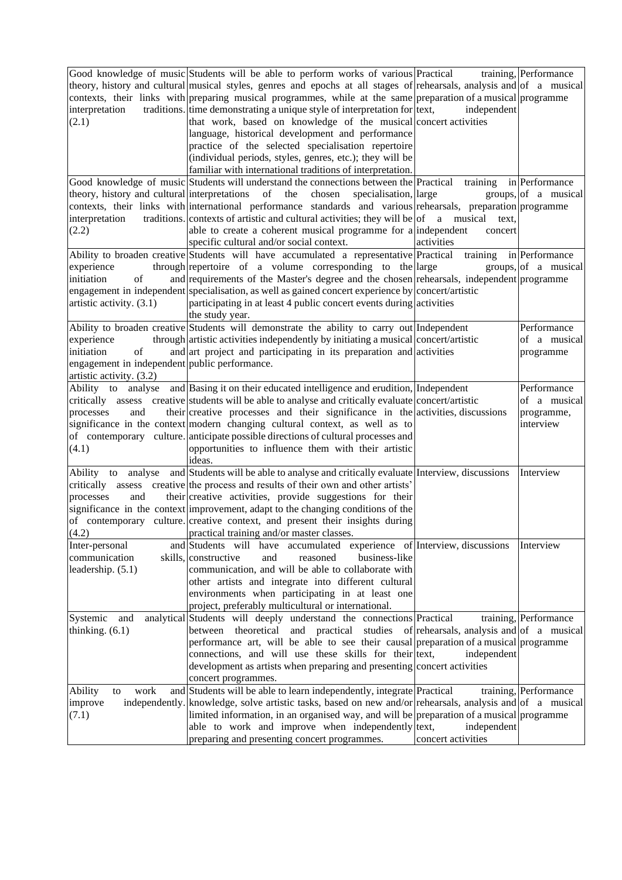| Good knowledge of music theory, history and cultural contexts, their links with interpretation traditions. (2.1) | Students will be able to perform works of various musical styles, genres and epochs at all stages of preparing musical programmes, while at the same time demonstrating a unique style of interpretation for that work, based on knowledge of the musical language, historical development and performance practice of the selected specialisation repertoire (individual periods, styles, genres, etc.); they will be familiar with international traditions of interpretation. | Practical training, rehearsals, analysis and preparation of a musical text, independent concert activities | Performance of a musical programme |
|---|---|---|---|
| Good knowledge of music theory, history and cultural contexts, their links with interpretation traditions. (2.2) | Students will understand the connections between the interpretations of the chosen specialisation, international performance standards and various contexts of artistic and cultural activities; they will be able to create a coherent musical programme for a specific cultural and/or social context. | Practical training in large groups, rehearsals, preparation of a musical text, independent concert activities | Performance of a musical programme |
| Ability to broaden creative experience through initiation of and engagement in independent artistic activity. (3.1) | Students will have accumulated a representative repertoire of a volume corresponding to the requirements of the Master's degree and the chosen specialisation, as well as gained concert experience by participating in at least 4 public concert events during the study year. | Practical training in large groups, rehearsals, independent concert/artistic activities | Performance of a musical programme |
| Ability to broaden creative experience through initiation of and engagement in independent artistic activity. (3.2) | Students will demonstrate the ability to carry out artistic activities independently by initiating a musical art project and participating in its preparation and public performance. | Independent concert/artistic activities | Performance of a musical programme |
| Ability to analyse and critically assess creative processes and their significance in the context of contemporary culture. (4.1) | Basing it on their educated intelligence and erudition, students will be able to analyse and critically evaluate creative processes and their significance in the modern changing cultural context, as well as to anticipate possible directions of cultural processes and opportunities to influence them with their artistic ideas. | Independent concert/artistic activities, discussions | Performance of a musical programme, interview |
| Ability to analyse and critically assess creative processes and their significance in the context of contemporary culture. (4.2) | Students will be able to analyse and critically evaluate the process and results of their own and other artists' creative activities, provide suggestions for their improvement, adapt to the changing conditions of the creative context, and present their insights during practical training and/or master classes. | Interview, discussions | Interview |
| Inter-personal and communication skills, leadership. (5.1) | Students will have accumulated experience of constructive and reasoned business-like communication, and will be able to collaborate with other artists and integrate into different cultural environments when participating in at least one project, preferably multicultural or international. | Interview, discussions | Interview |
| Systemic and analytical thinking. (6.1) | Students will deeply understand the connections between theoretical and practical studies of performance art, will be able to see their causal connections, and will use these skills for their development as artists when preparing and presenting concert programmes. | Practical training, rehearsals, analysis and preparation of a musical text, independent concert activities | Performance of a musical programme |
| Ability to work and improve independently. (7.1) | Students will be able to learn independently, integrate knowledge, solve artistic tasks, based on new and/or limited information, in an organised way, and will be able to work and improve when independently preparing and presenting concert programmes. | Practical training, rehearsals, analysis and preparation of a musical text, independent concert activities | Performance of a musical programme |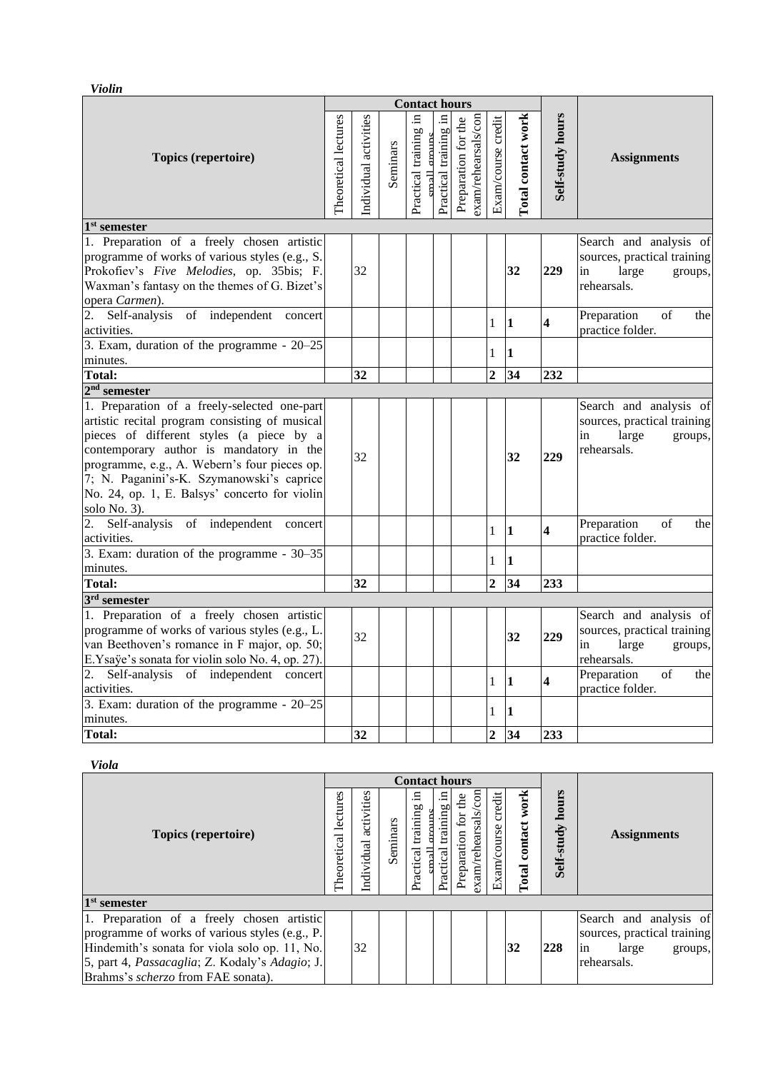***Violin***

| Topics (repertoire) | Contact hours | | | | | | | | Self-study hours | Assignments |
|---|---|---|---|---|---|---|---|---|---|---|
| | Theoretical lectures | Individual activities | Seminars | Practical training in small groups | Practical training in | Preparation for the exam/rehearsals/con | Exam/course credit | **Total contact work** | | |
| **1st semester** | | | | | | | | | | |
| 1. Preparation of a freely chosen artistic programme of works of various styles (e.g., S. Prokofiev's *Five Melodies*, op. 35bis; F. Waxman's fantasy on the themes of G. Bizet's opera *Carmen*). | | 32 | | | | | | **32** | **229** | Search and analysis of sources, practical training in large groups, rehearsals. |
| 2. Self-analysis of independent concert activities. | | | | | | | 1 | **1** | **4** | Preparation of the practice folder. |
| 3. Exam, duration of the programme - 20–25 minutes. | | | | | | | 1 | **1** | | |
| **Total:** | | **32** | | | | | **2** | **34** | **232** | |
| **2nd semester** | | | | | | | | | | |
| 1. Preparation of a freely-selected one-part artistic recital program consisting of musical pieces of different styles (a piece by a contemporary author is mandatory in the programme, e.g., A. Webern's four pieces op. 7; N. Paganini's-K. Szymanowski's caprice No. 24, op. 1, E. Balsys' concerto for violin solo No. 3). | | 32 | | | | | | **32** | **229** | Search and analysis of sources, practical training in large groups, rehearsals. |
| 2. Self-analysis of independent concert activities. | | | | | | | 1 | **1** | **4** | Preparation of the practice folder. |
| 3. Exam: duration of the programme - 30–35 minutes. | | | | | | | 1 | **1** | | |
| **Total:** | | **32** | | | | | **2** | **34** | **233** | |
| **3rd semester** | | | | | | | | | | |
| 1. Preparation of a freely chosen artistic programme of works of various styles (e.g., L. van Beethoven's romance in F major, op. 50; E.Ysaÿe's sonata for violin solo No. 4, op. 27). | | 32 | | | | | | **32** | **229** | Search and analysis of sources, practical training in large groups, rehearsals. |
| 2. Self-analysis of independent concert activities. | | | | | | | 1 | **1** | **4** | Preparation of the practice folder. |
| 3. Exam: duration of the programme - 20–25 minutes. | | | | | | | 1 | **1** | | |
| **Total:** | | **32** | | | | | **2** | **34** | **233** | |

***Viola***

| Topics (repertoire) | Contact hours | | | | | | | | Self-study hours | Assignments |
|---|---|---|---|---|---|---|---|---|---|---|
| | Theoretical lectures | Individual activities | Seminars | Practical training in small groups | Practical training in | Preparation for the exam/rehearsals/con | Exam/course credit | **Total contact work** | | |
| **1st semester** | | | | | | | | | | |
| 1. Preparation of a freely chosen artistic programme of works of various styles (e.g., P. Hindemith's sonata for viola solo op. 11, No. 5, part 4, *Passacaglia*; Z. Kodaly's *Adagio*; J. Brahms's *scherzo* from FAE sonata). | | 32 | | | | | | **32** | **228** | Search and analysis of sources, practical training in large groups, rehearsals. |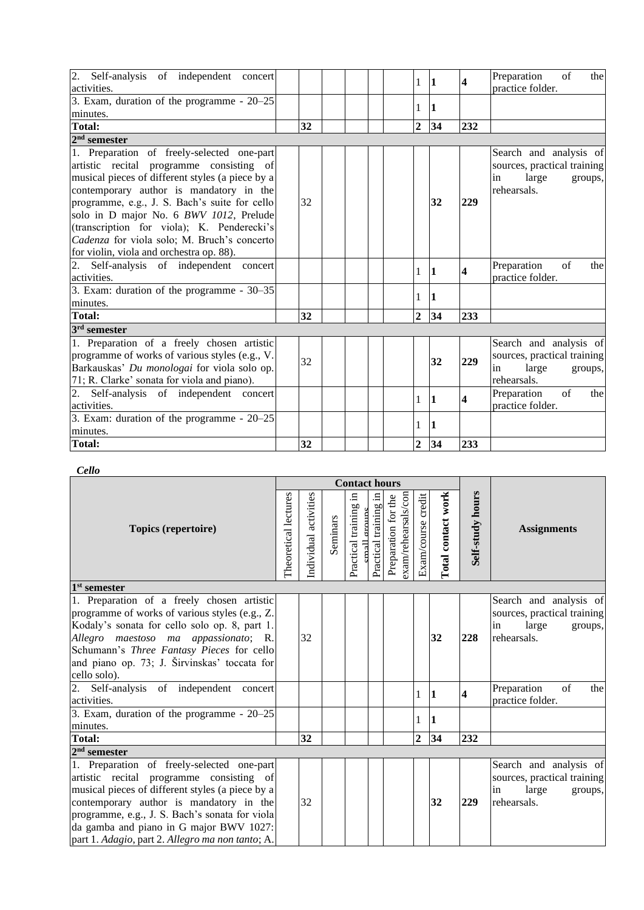| Topics (repertoire) | Theoretical lectures | Individual activities | Seminars | Practical training in small groups | Practical training in large groups | Preparation for the exam/rehearsals/concerts | Exam/course credit | Total contact work | Self-study hours | Assignments |
|---|---|---|---|---|---|---|---|---|---|---|
| 2. Self-analysis of independent concert activities. | | | | | | | 1 | **1** | **4** | Preparation of the practice folder. |
| 3. Exam, duration of the programme - 20–25 minutes. | | | | | | | 1 | **1** | | |
| **Total:** | | **32** | | | | | **2** | **34** | **232** | |
| **2nd semester** | | | | | | | | | | |
| 1. Preparation of freely-selected one-part artistic recital programme consisting of musical pieces of different styles (a piece by a contemporary author is mandatory in the programme, e.g., J. S. Bach's suite for cello solo in D major No. 6 *BWV 1012*, Prelude (transcription for viola); K. Penderecki's *Cadenza* for viola solo; M. Bruch's concerto for violin, viola and orchestra op. 88). | | 32 | | | | | | **32** | **229** | Search and analysis of sources, practical training in large groups, rehearsals. |
| 2. Self-analysis of independent concert activities. | | | | | | | 1 | **1** | **4** | Preparation of the practice folder. |
| 3. Exam: duration of the programme - 30–35 minutes. | | | | | | | 1 | **1** | | |
| **Total:** | | **32** | | | | | **2** | **34** | **233** | |
| **3rd semester** | | | | | | | | | | |
| 1. Preparation of a freely chosen artistic programme of works of various styles (e.g., V. Barkauskas' *Du monologai* for viola solo op. 71; R. Clarke' sonata for viola and piano). | | 32 | | | | | | **32** | **229** | Search and analysis of sources, practical training in large groups, rehearsals. |
| 2. Self-analysis of independent concert activities. | | | | | | | 1 | **1** | **4** | Preparation of the practice folder. |
| 3. Exam: duration of the programme - 20–25 minutes. | | | | | | | 1 | **1** | | |
| **Total:** | | **32** | | | | | **2** | **34** | **233** | |

***Cello***

| Topics (repertoire) | Contact hours | | | | | | | | Self-study hours | Assignments |
|---|---|---|---|---|---|---|---|---|---|---|
| | Theoretical lectures | Individual activities | Seminars | Practical training in small groups | Practical training in large groups | Preparation for the exam/rehearsals/concerts | Exam/course credit | Total contact work | | |
| **1st semester** | | | | | | | | | | |
| 1. Preparation of a freely chosen artistic programme of works of various styles (e.g., Z. Kodaly's sonata for cello solo op. 8, part 1. *Allegro maestoso ma appassionato*; R. Schumann's *Three Fantasy Pieces* for cello and piano op. 73; J. Širvinskas' toccata for cello solo). | | 32 | | | | | | **32** | **228** | Search and analysis of sources, practical training in large groups, rehearsals. |
| 2. Self-analysis of independent concert activities. | | | | | | | 1 | **1** | **4** | Preparation of the practice folder. |
| 3. Exam, duration of the programme - 20–25 minutes. | | | | | | | 1 | **1** | | |
| **Total:** | | **32** | | | | | **2** | **34** | **232** | |
| **2nd semester** | | | | | | | | | | |
| 1. Preparation of freely-selected one-part artistic recital programme consisting of musical pieces of different styles (a piece by a contemporary author is mandatory in the programme, e.g., J. S. Bach's sonata for viola da gamba and piano in G major BWV 1027: part 1. *Adagio*, part 2. *Allegro ma non tanto*; A. | | 32 | | | | | | **32** | **229** | Search and analysis of sources, practical training in large groups, rehearsals. |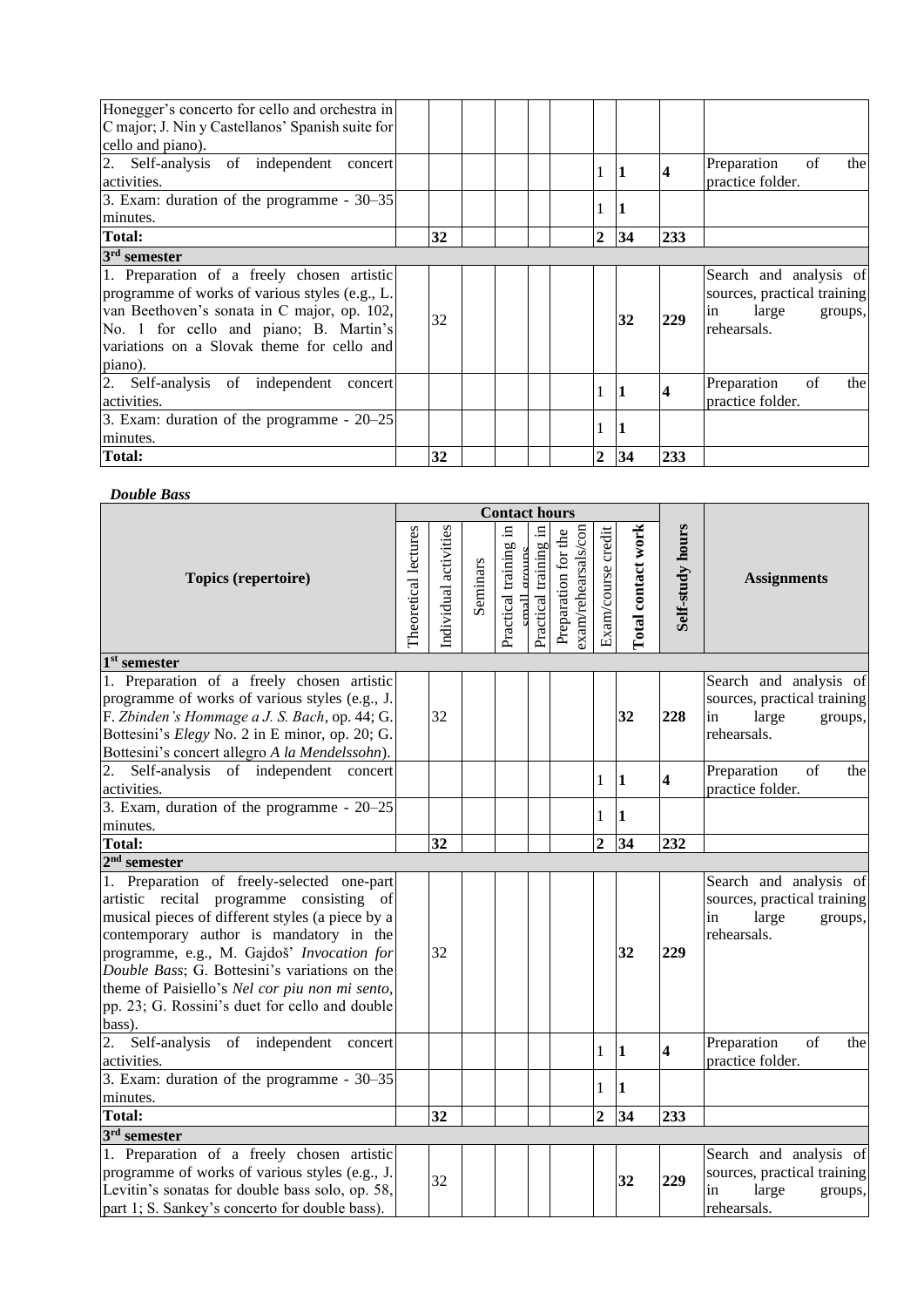| Topics (repertoire) | Theoretical lectures | Individual activities | Seminars | Practical training in small groups | Practical training in | Preparation for the exam/rehearsals/con | Exam/course credit | Total contact work | Self-study hours | Assignments |
|---|---|---|---|---|---|---|---|---|---|---|
| Honegger's concerto for cello and orchestra in C major; J. Nin y Castellanos' Spanish suite for cello and piano). | | | | | | | | | | |
| 2. Self-analysis of independent concert activities. | | | | | | | 1 | **1** | **4** | Preparation of the practice folder. |
| 3. Exam: duration of the programme - 30–35 minutes. | | | | | | | 1 | **1** | | |
| **Total:** | | **32** | | | | | **2** | **34** | **233** | |
| **3rd semester** | | | | | | | | | | |
| 1. Preparation of a freely chosen artistic programme of works of various styles (e.g., L. van Beethoven's sonata in C major, op. 102, No. 1 for cello and piano; B. Martin's variations on a Slovak theme for cello and piano). | | 32 | | | | | | **32** | **229** | Search and analysis of sources, practical training in large groups, rehearsals. |
| 2. Self-analysis of independent concert activities. | | | | | | | 1 | **1** | **4** | Preparation of the practice folder. |
| 3. Exam: duration of the programme - 20–25 minutes. | | | | | | | 1 | **1** | | |
| **Total:** | | **32** | | | | | **2** | **34** | **233** | |

***Double Bass***

| Topics (repertoire) | Contact hours | | | | | | | | Self-study hours | Assignments |
|---|---|---|---|---|---|---|---|---|---|---|
| | Theoretical lectures | Individual activities | Seminars | Practical training in small groups | Practical training in | Preparation for the exam/rehearsals/con | Exam/course credit | Total contact work | | |
| **1st semester** | | | | | | | | | | |
| 1. Preparation of a freely chosen artistic programme of works of various styles (e.g., J. F. *Zbinden's Hommage a J. S. Bach*, op. 44; G. Bottesini's *Elegy* No. 2 in E minor, op. 20; G. Bottesini's concert allegro *A la Mendelssohn*). | | 32 | | | | | | **32** | **228** | Search and analysis of sources, practical training in large groups, rehearsals. |
| 2. Self-analysis of independent concert activities. | | | | | | | 1 | **1** | **4** | Preparation of the practice folder. |
| 3. Exam, duration of the programme - 20–25 minutes. | | | | | | | 1 | **1** | | |
| **Total:** | | **32** | | | | | **2** | **34** | **232** | |
| **2nd semester** | | | | | | | | | | |
| 1. Preparation of freely-selected one-part artistic recital programme consisting of musical pieces of different styles (a piece by a contemporary author is mandatory in the programme, e.g., M. Gajdoš' *Invocation for Double Bass*; G. Bottesini's variations on the theme of Paisiello's *Nel cor piu non mi sento*, pp. 23; G. Rossini's duet for cello and double bass). | | 32 | | | | | | **32** | **229** | Search and analysis of sources, practical training in large groups, rehearsals. |
| 2. Self-analysis of independent concert activities. | | | | | | | 1 | **1** | **4** | Preparation of the practice folder. |
| 3. Exam: duration of the programme - 30–35 minutes. | | | | | | | 1 | **1** | | |
| **Total:** | | **32** | | | | | **2** | **34** | **233** | |
| **3rd semester** | | | | | | | | | | |
| 1. Preparation of a freely chosen artistic programme of works of various styles (e.g., J. Levitin's sonatas for double bass solo, op. 58, part 1; S. Sankey's concerto for double bass). | | 32 | | | | | | **32** | **229** | Search and analysis of sources, practical training in large groups, rehearsals. |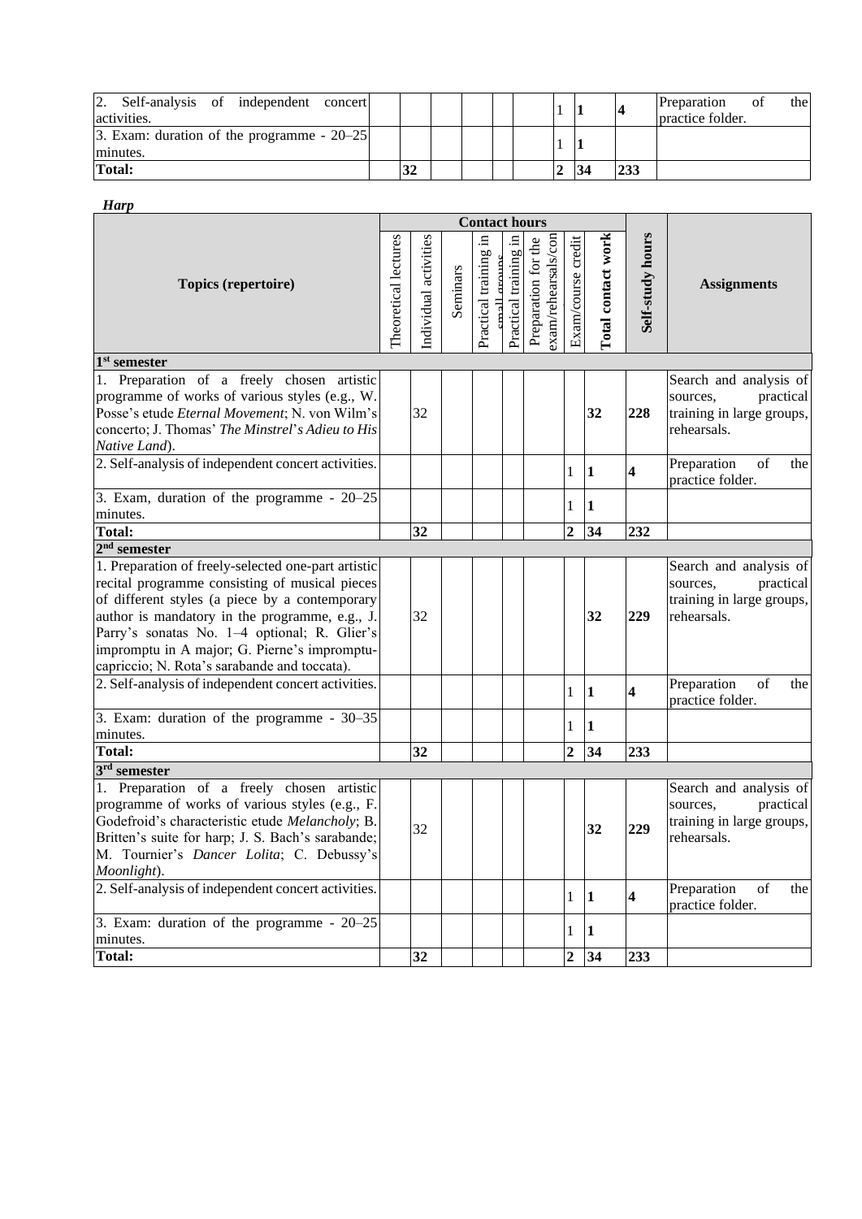| Topics (repertoire) | Theoretical lectures | Individual activities | Seminars | Practical training in small groups | Practical training in large groups | Preparation for the exam/rehearsals/con | Exam/course credit | Total contact work | Self-study hours | Assignments |
|---|---|---|---|---|---|---|---|---|---|---|
| 2. Self-analysis of independent concert activities. | | | | | | | 1 | **1** | **4** | Preparation of the practice folder. |
| 3. Exam: duration of the programme - 20–25 minutes. | | | | | | | 1 | **1** | | |
| **Total:** | | **32** | | | | | **2** | **34** | **233** | |

***Harp***

| Topics (repertoire) | Contact hours | | | | | | | | Self-study hours | Assignments |
|---|---|---|---|---|---|---|---|---|---|---|
| | Theoretical lectures | Individual activities | Seminars | Practical training in small groups | Practical training in large groups | Preparation for the exam/rehearsals/con | Exam/course credit | Total contact work | | |
| **1st semester** | | | | | | | | | | |
| 1. Preparation of a freely chosen artistic programme of works of various styles (e.g., W. Posse's etude *Eternal Movement*; N. von Wilm's concerto; J. Thomas' *The Minstrel's Adieu to His Native Land*). | | 32 | | | | | | **32** | **228** | Search and analysis of sources, practical training in large groups, rehearsals. |
| 2. Self-analysis of independent concert activities. | | | | | | | 1 | **1** | **4** | Preparation of the practice folder. |
| 3. Exam, duration of the programme - 20–25 minutes. | | | | | | | 1 | **1** | | |
| **Total:** | | **32** | | | | | **2** | **34** | **232** | |
| **2nd semester** | | | | | | | | | | |
| 1. Preparation of freely-selected one-part artistic recital programme consisting of musical pieces of different styles (a piece by a contemporary author is mandatory in the programme, e.g., J. Parry's sonatas No. 1–4 optional; R. Glier's impromptu in A major; G. Pierne's impromptu-capriccio; N. Rota's sarabande and toccata). | | 32 | | | | | | **32** | **229** | Search and analysis of sources, practical training in large groups, rehearsals. |
| 2. Self-analysis of independent concert activities. | | | | | | | 1 | **1** | **4** | Preparation of the practice folder. |
| 3. Exam: duration of the programme - 30–35 minutes. | | | | | | | 1 | **1** | | |
| **Total:** | | **32** | | | | | **2** | **34** | **233** | |
| **3rd semester** | | | | | | | | | | |
| 1. Preparation of a freely chosen artistic programme of works of various styles (e.g., F. Godefroid's characteristic etude *Melancholy*; B. Britten's suite for harp; J. S. Bach's sarabande; M. Tournier's *Dancer Lolita*; C. Debussy's *Moonlight*). | | 32 | | | | | | **32** | **229** | Search and analysis of sources, practical training in large groups, rehearsals. |
| 2. Self-analysis of independent concert activities. | | | | | | | 1 | **1** | **4** | Preparation of the practice folder. |
| 3. Exam: duration of the programme - 20–25 minutes. | | | | | | | 1 | **1** | | |
| **Total:** | | **32** | | | | | **2** | **34** | **233** | |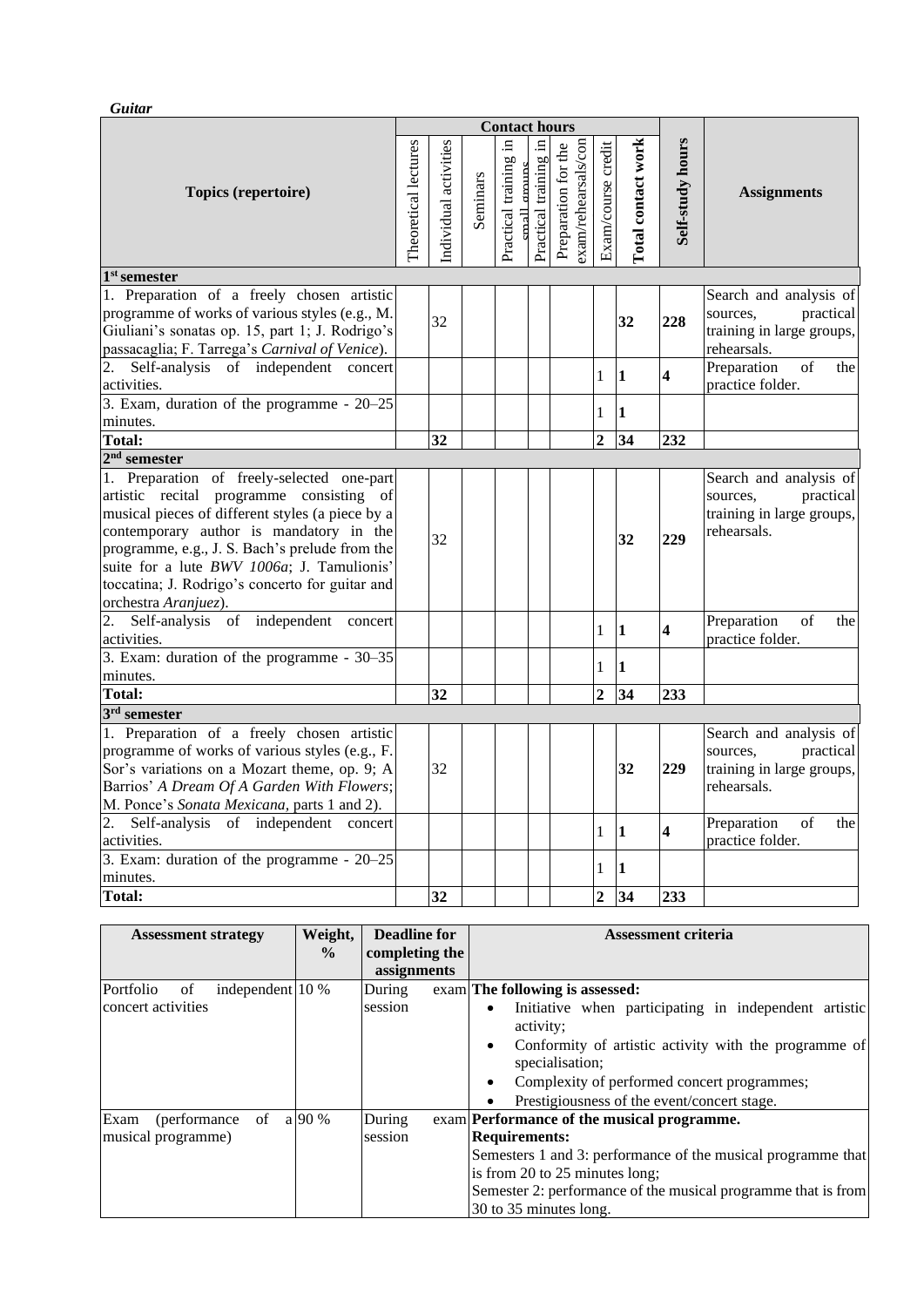*Guitar*

| Topics (repertoire) | Contact hours | | | | | | | | Self-study hours | Assignments |
|---|---|---|---|---|---|---|---|---|---|---|
| | Theoretical lectures | Individual activities | Seminars | Practical training in small groups | Practical training in | Preparation for the exam/rehearsals/con | Exam/course credit | **Total contact work** | | |
| **1st semester** | | | | | | | | | | |
| 1. Preparation of a freely chosen artistic programme of works of various styles (e.g., M. Giuliani's sonatas op. 15, part 1; J. Rodrigo's passacaglia; F. Tarrega's *Carnival of Venice*). | | 32 | | | | | | **32** | **228** | Search and analysis of sources, practical training in large groups, rehearsals. |
| 2. Self-analysis of independent concert activities. | | | | | | | 1 | **1** | **4** | Preparation of the practice folder. |
| 3. Exam, duration of the programme - 20–25 minutes. | | | | | | | 1 | **1** | | |
| **Total:** | | **32** | | | | | **2** | **34** | **232** | |
| **2nd semester** | | | | | | | | | | |
| 1. Preparation of freely-selected one-part artistic recital programme consisting of musical pieces of different styles (a piece by a contemporary author is mandatory in the programme, e.g., J. S. Bach's prelude from the suite for a lute *BWV 1006a*; J. Tamulionis' toccatina; J. Rodrigo's concerto for guitar and orchestra *Aranjuez*). | | 32 | | | | | | **32** | **229** | Search and analysis of sources, practical training in large groups, rehearsals. |
| 2. Self-analysis of independent concert activities. | | | | | | | 1 | **1** | **4** | Preparation of the practice folder. |
| 3. Exam: duration of the programme - 30–35 minutes. | | | | | | | 1 | **1** | | |
| **Total:** | | **32** | | | | | **2** | **34** | **233** | |
| **3rd semester** | | | | | | | | | | |
| 1. Preparation of a freely chosen artistic programme of works of various styles (e.g., F. Sor's variations on a Mozart theme, op. 9; A Barrios' *A Dream Of A Garden With Flowers*; M. Ponce's *Sonata Mexicana*, parts 1 and 2). | | 32 | | | | | | **32** | **229** | Search and analysis of sources, practical training in large groups, rehearsals. |
| 2. Self-analysis of independent concert activities. | | | | | | | 1 | **1** | **4** | Preparation of the practice folder. |
| 3. Exam: duration of the programme - 20–25 minutes. | | | | | | | 1 | **1** | | |
| **Total:** | | **32** | | | | | **2** | **34** | **233** | |

| Assessment strategy | Weight, % | Deadline for completing the assignments | Assessment criteria |
|---|---|---|---|
| Portfolio of independent concert activities | 10 % | During exam session | **The following is assessed:** <br>• Initiative when participating in independent artistic activity; <br>• Conformity of artistic activity with the programme of specialisation; <br>• Complexity of performed concert programmes; <br>• Prestigiousness of the event/concert stage. |
| Exam (performance of a musical programme) | 90 % | During exam session | **Performance of the musical programme.** <br>**Requirements:** <br>Semesters 1 and 3: performance of the musical programme that is from 20 to 25 minutes long; <br>Semester 2: performance of the musical programme that is from 30 to 35 minutes long. |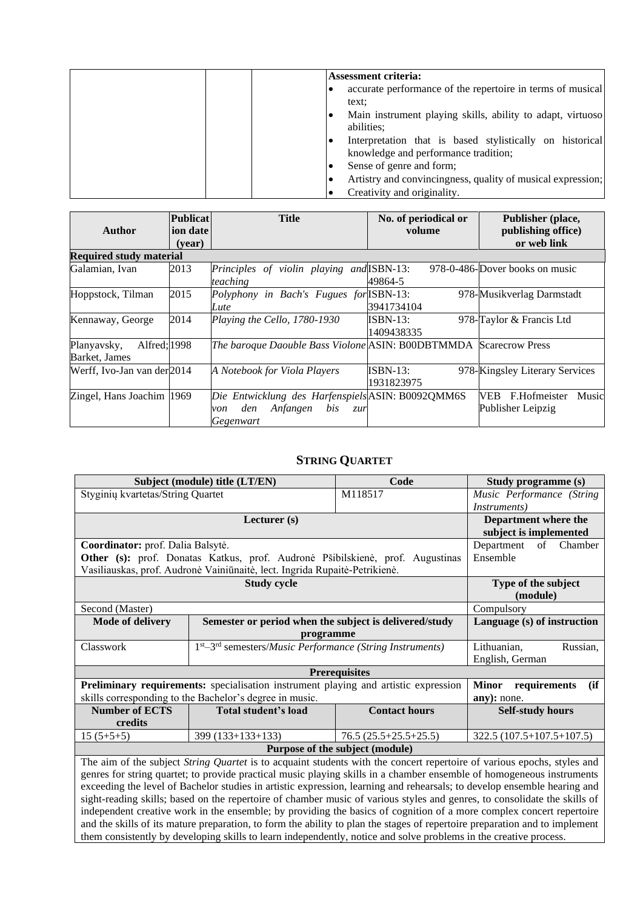| | | | **Assessment criteria:**<br>• accurate performance of the repertoire in terms of musical text;<br>• Main instrument playing skills, ability to adapt, virtuoso abilities;<br>• Interpretation that is based stylistically on historical knowledge and performance tradition;<br>• Sense of genre and form;<br>• Artistry and convincingness, quality of musical expression;<br>• Creativity and originality. |
|---|---|---|---|

| Author | Publication date (year) | Title | No. of periodical or volume | Publisher (place, publishing office) or web link |
|---|---|---|---|---|
| **Required study material** | | | | |
| Galamian, Ivan | 2013 | *Principles of violin playing and teaching* | ISBN-13: 978-0-486-49864-5 | Dover books on music |
| Hoppstock, Tilman | 2015 | *Polyphony in Bach's Fugues for Lute* | ISBN-13: 978-3941734104 | Musikverlag Darmstadt |
| Kennaway, George | 2014 | *Playing the Cello, 1780-1930* | ISBN-13: 978-1409438335 | Taylor & Francis Ltd |
| Planyavsky, Alfred; Barket, James | 1998 | *The baroque Daouble Bass Violone* | ASIN: B00DBTMMDA | Scarecrow Press |
| Werff, Ivo-Jan van der | 2014 | *A Notebook for Viola Players* | ISBN-13: 978-1931823975 | Kingsley Literary Services |
| Zingel, Hans Joachim | 1969 | *Die Entwicklung des Harfenspiels von den Anfangen bis zur Gegenwart* | ASIN: B0092QMM6S | VEB F.Hofmeister Music Publisher Leipzig |

## STRING QUARTET

| Subject (module) title (LT/EN) | | Code | Study programme (s) |
|---|---|---|---|
| Styginių kvartetas/String Quartet | | M118517 | *Music Performance (String Instruments)* |
| **Lecturer (s)** | | | **Department where the subject is implemented** |
| **Coordinator:** prof. Dalia Balsytė.<br>**Other (s):** prof. Donatas Katkus, prof. Audronė Pšibilskienė, prof. Augustinas Vasiliauskas, prof. Audronė Vainiūnaitė, lect. Ingrida Rupaitė-Petrikienė. | | | Department of Chamber Ensemble |
| **Study cycle** | | | **Type of the subject (module)** |
| Second (Master) | | | Compulsory |
| **Mode of delivery** | **Semester or period when the subject is delivered/study programme** | | **Language (s) of instruction** |
| Classwork | 1st–3rd semesters/*Music Performance (String Instruments)* | | Lithuanian, Russian, English, German |
| **Prerequisites** | | | |
| **Preliminary requirements:** specialisation instrument playing and artistic expression skills corresponding to the Bachelor's degree in music. | | | **Minor requirements (if any):** none. |
| **Number of ECTS credits** | **Total student's load** | **Contact hours** | **Self-study hours** |
| 15 (5+5+5) | 399 (133+133+133) | 76.5 (25.5+25.5+25.5) | 322.5 (107.5+107.5+107.5) |
| **Purpose of the subject (module)** | | | |
| The aim of the subject *String Quartet* is to acquaint students with the concert repertoire of various epochs, styles and genres for string quartet; to provide practical music playing skills in a chamber ensemble of homogeneous instruments exceeding the level of Bachelor studies in artistic expression, learning and rehearsals; to develop ensemble hearing and sight-reading skills; based on the repertoire of chamber music of various styles and genres, to consolidate the skills of independent creative work in the ensemble; by providing the basics of cognition of a more complex concert repertoire and the skills of its mature preparation, to form the ability to plan the stages of repertoire preparation and to implement them consistently by developing skills to learn independently, notice and solve problems in the creative process. | | | |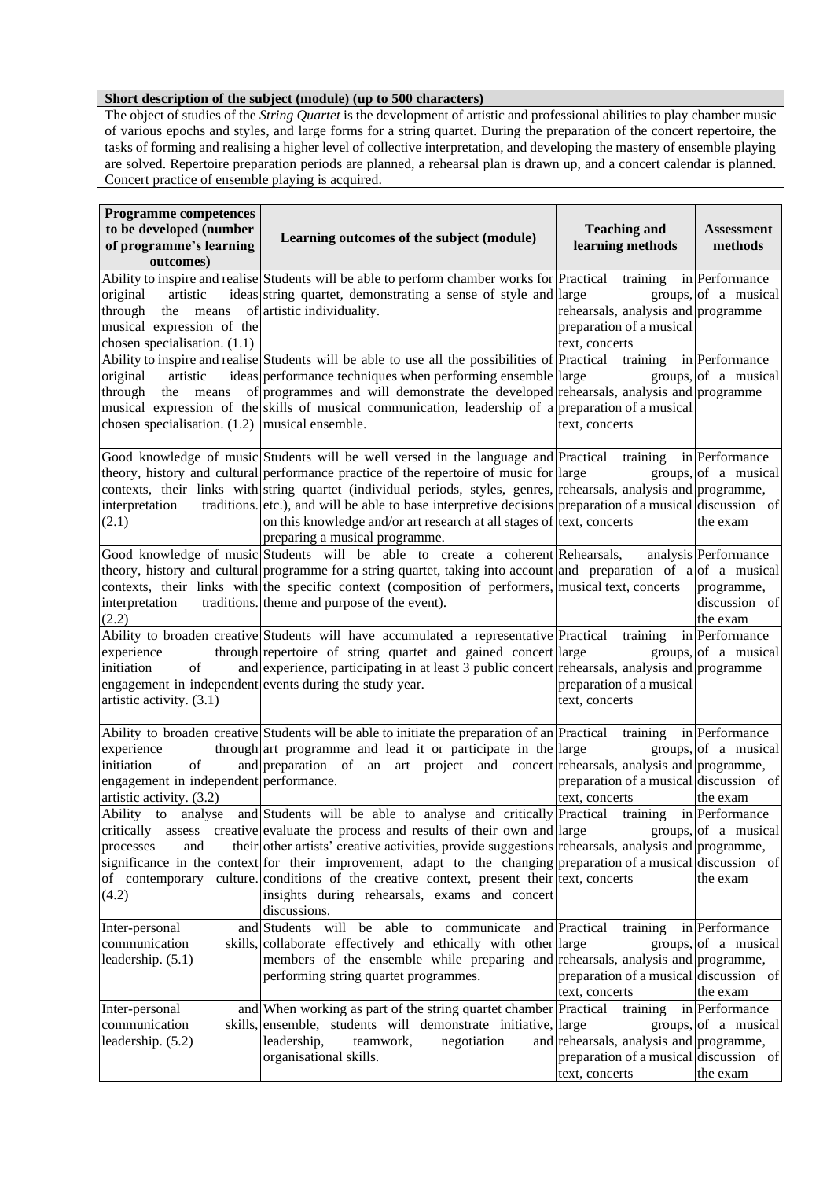| Short description of the subject (module) (up to 500 characters) |
| --- |
| The object of studies of the *String Quartet* is the development of artistic and professional abilities to play chamber music of various epochs and styles, and large forms for a string quartet. During the preparation of the concert repertoire, the tasks of forming and realising a higher level of collective interpretation, and developing the mastery of ensemble playing are solved. Repertoire preparation periods are planned, a rehearsal plan is drawn up, and a concert calendar is planned. Concert practice of ensemble playing is acquired. |

| Programme competences to be developed (number of programme's learning outcomes) | Learning outcomes of the subject (module) | Teaching and learning methods | Assessment methods |
| --- | --- | --- | --- |
| Ability to inspire and realise original artistic ideas through the means of musical expression of the chosen specialisation. (1.1) | Students will be able to perform chamber works for string quartet, demonstrating a sense of style and artistic individuality. | Practical training in large groups, rehearsals, analysis and preparation of a musical text, concerts | Performance of a musical programme |
| Ability to inspire and realise original artistic ideas through the means of musical expression of the chosen specialisation. (1.2) | Students will be able to use all the possibilities of performance techniques when performing ensemble programmes and will demonstrate the developed skills of musical communication, leadership of a musical ensemble. | Practical training in large groups, rehearsals, analysis and preparation of a musical text, concerts | Performance of a musical programme |
| Good knowledge of music theory, history and cultural contexts, their links with interpretation traditions. (2.1) | Students will be well versed in the language and performance practice of the repertoire of music for string quartet (individual periods, styles, genres, etc.), and will be able to base interpretive decisions on this knowledge and/or art research at all stages of preparing a musical programme. | Practical training in large groups, rehearsals, analysis and preparation of a musical text, concerts | Performance of a musical programme, discussion of the exam |
| Good knowledge of music theory, history and cultural contexts, their links with interpretation traditions. (2.2) | Students will be able to create a coherent programme for a string quartet, taking into account the specific context (composition of performers, theme and purpose of the event). | Rehearsals, analysis and preparation of a musical text, concerts | Performance of a musical programme, discussion of the exam |
| Ability to broaden creative experience through initiation of and engagement in independent artistic activity. (3.1) | Students will have accumulated a representative repertoire of string quartet and gained concert experience, participating in at least 3 public concert events during the study year. | Practical training in large groups, rehearsals, analysis and preparation of a musical text, concerts | Performance of a musical programme |
| Ability to broaden creative experience through initiation of and engagement in independent artistic activity. (3.2) | Students will be able to initiate the preparation of an art programme and lead it or participate in the preparation of an art project and concert performance. | Practical training in large groups, rehearsals, analysis and preparation of a musical text, concerts | Performance of a musical programme, discussion of the exam |
| Ability to analyse and critically assess creative processes and their significance in the context of contemporary culture. (4.2) | Students will be able to analyse and critically evaluate the process and results of their own and other artists' creative activities, provide suggestions for their improvement, adapt to the changing conditions of the creative context, present their insights during rehearsals, exams and concert discussions. | Practical training in large groups, rehearsals, analysis and preparation of a musical text, concerts | Performance of a musical programme, discussion of the exam |
| Inter-personal and communication skills, leadership. (5.1) | Students will be able to communicate and collaborate effectively and ethically with other members of the ensemble while preparing and performing string quartet programmes. | Practical training in large groups, rehearsals, analysis and preparation of a musical text, concerts | Performance of a musical programme, discussion of the exam |
| Inter-personal and communication skills, leadership. (5.2) | When working as part of the string quartet chamber ensemble, students will demonstrate initiative, leadership, teamwork, negotiation and organisational skills. | Practical training in large groups, rehearsals, analysis and preparation of a musical text, concerts | Performance of a musical programme, discussion of the exam |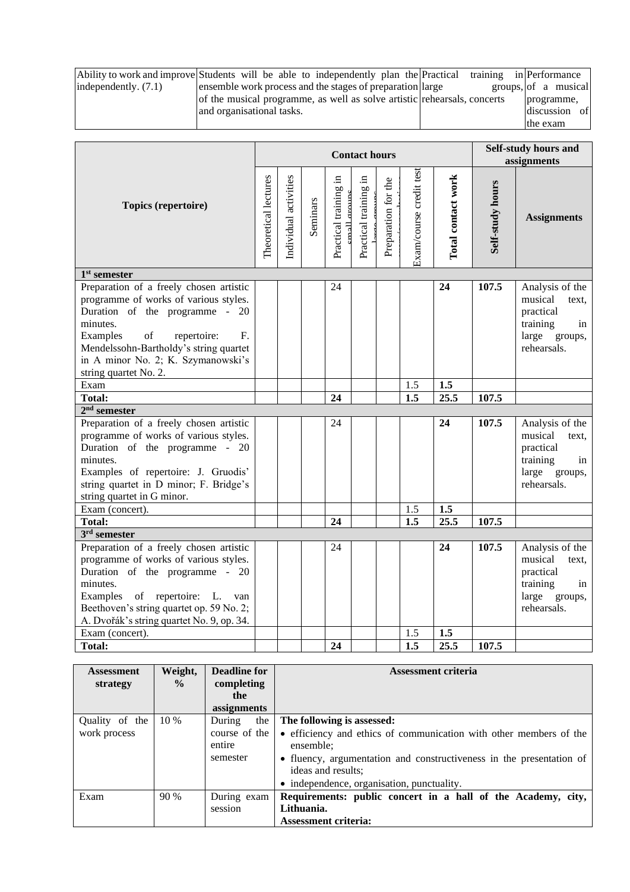| Ability to work and improve independently. (7.1) | Students will be able to independently plan the ensemble work process and the stages of preparation of the musical programme, as well as solve artistic and organisational tasks. | Practical training in large groups, rehearsals, concerts | Performance of a musical programme, discussion of the exam |
|---|---|---|---|

| Topics (repertoire) | Contact hours | | | | | | | | Self-study hours and assignments | |
|---|---|---|---|---|---|---|---|---|---|---|
| | Theoretical lectures | Individual activities | Seminars | Practical training in small groups | Practical training in large groups | Preparation for the exam/consultations | Exam/course credit test | **Total contact work** | **Self-study hours** | **Assignments** |
| **1st semester** | | | | | | | | | | |
| Preparation of a freely chosen artistic programme of works of various styles. Duration of the programme - 20 minutes. Examples of repertoire: F. Mendelssohn-Bartholdy's string quartet in A minor No. 2; K. Szymanowski's string quartet No. 2. | | | | 24 | | | | **24** | **107.5** | Analysis of the musical text, practical training in large groups, rehearsals. |
| Exam | | | | | | | 1.5 | **1.5** | | |
| **Total:** | | | | **24** | | | **1.5** | **25.5** | **107.5** | |
| **2nd semester** | | | | | | | | | | |
| Preparation of a freely chosen artistic programme of works of various styles. Duration of the programme - 20 minutes. Examples of repertoire: J. Gruodis' string quartet in D minor; F. Bridge's string quartet in G minor. | | | | 24 | | | | **24** | **107.5** | Analysis of the musical text, practical training in large groups, rehearsals. |
| Exam (concert). | | | | | | | 1.5 | **1.5** | | |
| **Total:** | | | | **24** | | | **1.5** | **25.5** | **107.5** | |
| **3rd semester** | | | | | | | | | | |
| Preparation of a freely chosen artistic programme of works of various styles. Duration of the programme - 20 minutes. Examples of repertoire: L. van Beethoven's string quartet op. 59 No. 2; A. Dvořák's string quartet No. 9, op. 34. | | | | 24 | | | | **24** | **107.5** | Analysis of the musical text, practical training in large groups, rehearsals. |
| Exam (concert). | | | | | | | 1.5 | **1.5** | | |
| **Total:** | | | | **24** | | | **1.5** | **25.5** | **107.5** | |

| Assessment strategy | Weight, % | Deadline for completing the assignments | Assessment criteria |
|---|---|---|---|
| Quality of the work process | 10 % | During the course of the entire semester | **The following is assessed:**<br>• efficiency and ethics of communication with other members of the ensemble;<br>• fluency, argumentation and constructiveness in the presentation of ideas and results;<br>• independence, organisation, punctuality. |
| Exam | 90 % | During exam session | **Requirements: public concert in a hall of the Academy, city, Lithuania.**<br>**Assessment criteria:** |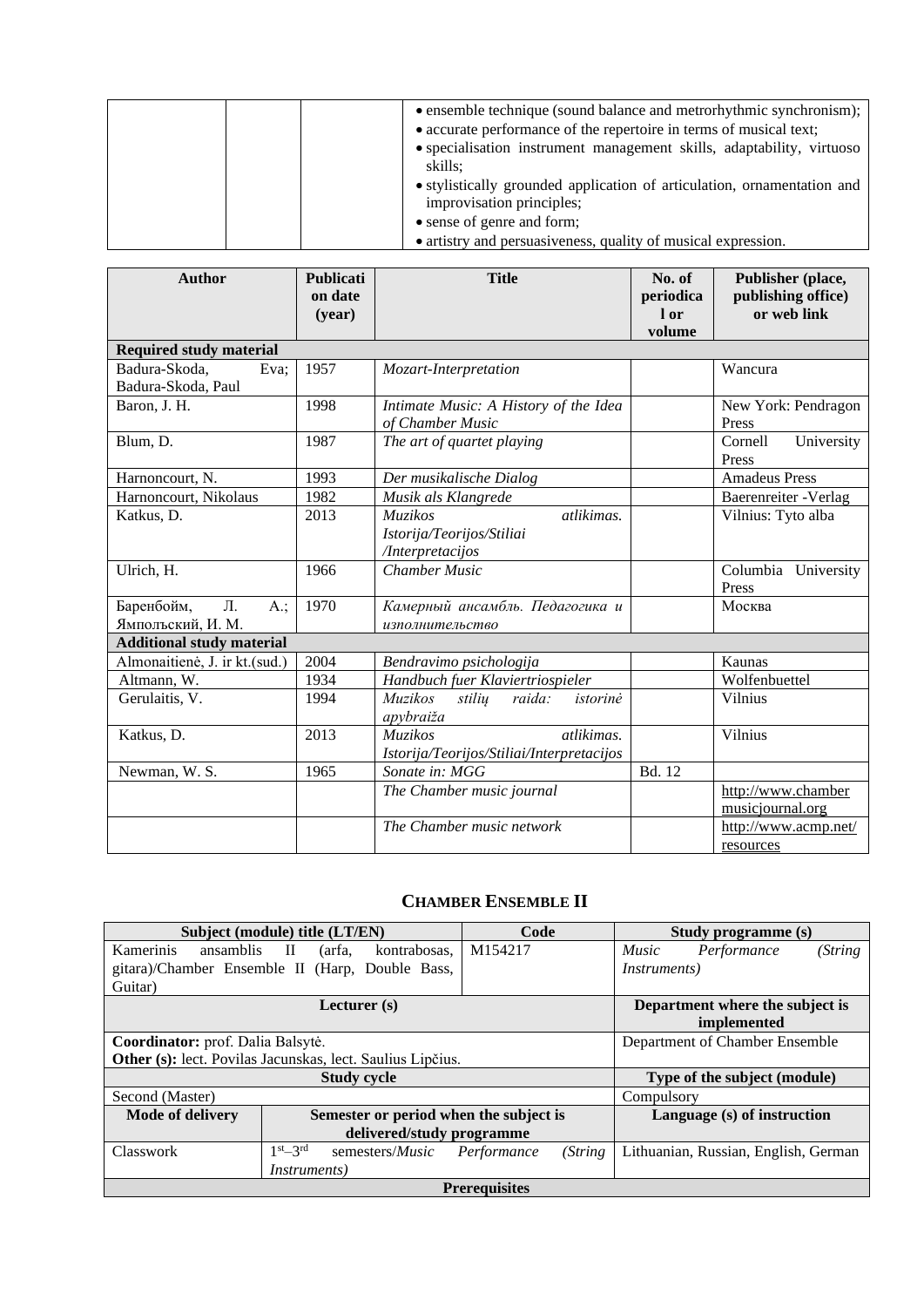| | | | |
|---|---|---|---|
| | | | • ensemble technique (sound balance and metrorhythmic synchronism);<br>• accurate performance of the repertoire in terms of musical text;<br>• specialisation instrument management skills, adaptability, virtuoso skills;<br>• stylistically grounded application of articulation, ornamentation and improvisation principles;<br>• sense of genre and form;<br>• artistry and persuasiveness, quality of musical expression. |

| Author | Publication date (year) | Title | No. of periodical or volume | Publisher (place, publishing office) or web link |
|---|---|---|---|---|
| **Required study material** | | | | |
| Badura-Skoda, Eva; Badura-Skoda, Paul | 1957 | *Mozart-Interpretation* | | Wancura |
| Baron, J. H. | 1998 | *Intimate Music: A History of the Idea of Chamber Music* | | New York: Pendragon Press |
| Blum, D. | 1987 | *The art of quartet playing* | | Cornell University Press |
| Harnoncourt, N. | 1993 | *Der musikalische Dialog* | | Amadeus Press |
| Harnoncourt, Nikolaus | 1982 | *Musik als Klangrede* | | Baerenreiter -Verlag |
| Katkus, D. | 2013 | *Muzikos atlikimas. Istorija/Teorijos/Stiliai /Interpretacijos* | | Vilnius: Tyto alba |
| Ulrich, H. | 1966 | *Chamber Music* | | Columbia University Press |
| Баренбойм, Л. А.; Ямпольский, И. М. | 1970 | *Камерный ансамбль. Педагогика и изполнительство* | | Москва |
| **Additional study material** | | | | |
| Almonaitienė, J. ir kt.(sud.) | 2004 | *Bendravimo psichologija* | | Kaunas |
| Altmann, W. | 1934 | *Handbuch fuer Klaviertriospieler* | | Wolfenbuettel |
| Gerulaitis, V. | 1994 | *Muzikos stilių raida: istorinė apybraiža* | | Vilnius |
| Katkus, D. | 2013 | *Muzikos atlikimas. Istorija/Teorijos/Stiliai/Interpretacijos* | | Vilnius |
| Newman, W. S. | 1965 | *Sonate in: MGG* | Bd. 12 | |
| | | *The Chamber music journal* | | http://www.chambermusicjournal.org |
| | | *The Chamber music network* | | http://www.acmp.net/resources |

## CHAMBER ENSEMBLE II

| Subject (module) title (LT/EN) | | Code | Study programme (s) |
|---|---|---|---|
| Kamerinis ansamblis II (arfa, kontrabosas, gitara)/Chamber Ensemble II (Harp, Double Bass, Guitar) | | M154217 | *Music Performance (String Instruments)* |
| **Lecturer (s)** | | | **Department where the subject is implemented** |
| **Coordinator:** prof. Dalia Balsytė.<br>**Other (s):** lect. Povilas Jacunskas, lect. Saulius Lipčius. | | | Department of Chamber Ensemble |
| **Study cycle** | | | **Type of the subject (module)** |
| Second (Master) | | | Compulsory |
| **Mode of delivery** | **Semester or period when the subject is delivered/study programme** | | **Language (s) of instruction** |
| Classwork | 1st–3rd semesters/*Music Performance (String Instruments)* | | Lithuanian, Russian, English, German |
| **Prerequisites** | | | |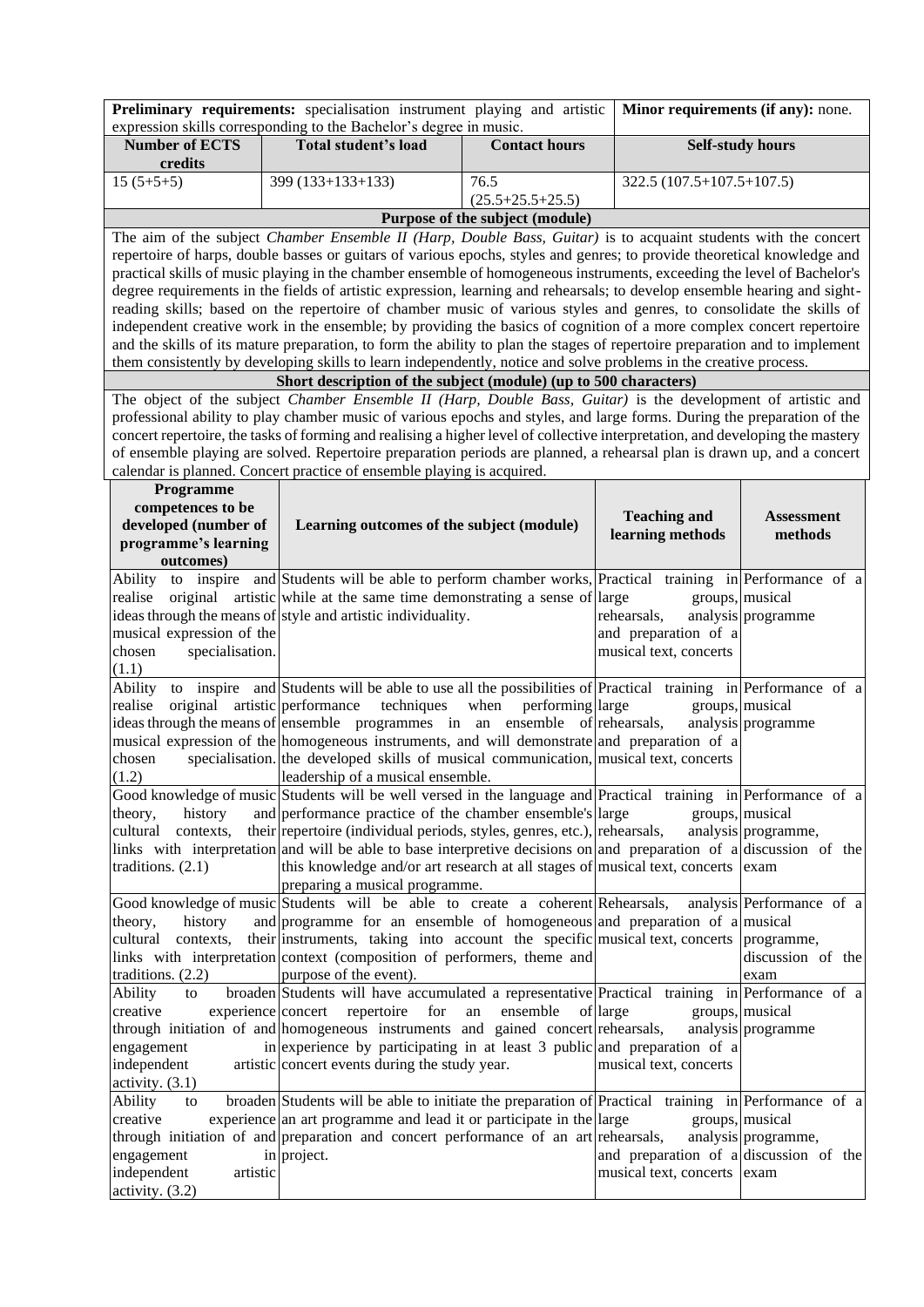| **Preliminary requirements:** specialisation instrument playing and artistic expression skills corresponding to the Bachelor's degree in music. | | | **Minor requirements (if any):** none. |
|---|---|---|---|
| **Number of ECTS credits** | **Total student's load** | **Contact hours** | **Self-study hours** |
| 15 (5+5+5) | 399 (133+133+133) | 76.5 (25.5+25.5+25.5) | 322.5 (107.5+107.5+107.5) |

**Purpose of the subject (module)**

The aim of the subject *Chamber Ensemble II (Harp, Double Bass, Guitar)* is to acquaint students with the concert repertoire of harps, double basses or guitars of various epochs, styles and genres; to provide theoretical knowledge and practical skills of music playing in the chamber ensemble of homogeneous instruments, exceeding the level of Bachelor's degree requirements in the fields of artistic expression, learning and rehearsals; to develop ensemble hearing and sight-reading skills; based on the repertoire of chamber music of various styles and genres, to consolidate the skills of independent creative work in the ensemble; by providing the basics of cognition of a more complex concert repertoire and the skills of its mature preparation, to form the ability to plan the stages of repertoire preparation and to implement them consistently by developing skills to learn independently, notice and solve problems in the creative process.

**Short description of the subject (module) (up to 500 characters)**

The object of the subject *Chamber Ensemble II (Harp, Double Bass, Guitar)* is the development of artistic and professional ability to play chamber music of various epochs and styles, and large forms. During the preparation of the concert repertoire, the tasks of forming and realising a higher level of collective interpretation, and developing the mastery of ensemble playing are solved. Repertoire preparation periods are planned, a rehearsal plan is drawn up, and a concert calendar is planned. Concert practice of ensemble playing is acquired.

| **Programme competences to be developed (number of programme's learning outcomes)** | **Learning outcomes of the subject (module)** | **Teaching and learning methods** | **Assessment methods** |
|---|---|---|---|
| Ability to inspire and realise original artistic ideas through the means of musical expression of the chosen specialisation. (1.1) | Students will be able to perform chamber works, while at the same time demonstrating a sense of style and artistic individuality. | Practical training in large groups, rehearsals, analysis and preparation of a musical text, concerts | Performance of a musical programme |
| Ability to inspire and realise original artistic ideas through the means of musical expression of the chosen specialisation. (1.2) | Students will be able to use all the possibilities of performance techniques when performing ensemble programmes in an ensemble of homogeneous instruments, and will demonstrate the developed skills of musical communication, leadership of a musical ensemble. | Practical training in large groups, rehearsals, analysis and preparation of a musical text, concerts | Performance of a musical programme |
| Good knowledge of music theory, history and cultural contexts, their links with interpretation traditions. (2.1) | Students will be well versed in the language and performance practice of the chamber ensemble's repertoire (individual periods, styles, genres, etc.), and will be able to base interpretive decisions on this knowledge and/or art research at all stages of preparing a musical programme. | Practical training in large groups, rehearsals, analysis and preparation of a musical text, concerts | Performance of a musical programme, discussion of the exam |
| Good knowledge of music theory, history and cultural contexts, their links with interpretation traditions. (2.2) | Students will be able to create a coherent programme for an ensemble of homogeneous instruments, taking into account the specific context (composition of performers, theme and purpose of the event). | Rehearsals, analysis and preparation of a musical text, concerts | Performance of a musical programme, discussion of the exam |
| Ability to broaden creative experience through initiation of and engagement in independent artistic activity. (3.1) | Students will have accumulated a representative concert repertoire for an ensemble of homogeneous instruments and gained concert experience by participating in at least 3 public concert events during the study year. | Practical training in large groups, rehearsals, analysis and preparation of a musical text, concerts | Performance of a musical programme |
| Ability to broaden creative experience through initiation of and engagement in independent artistic activity. (3.2) | Students will be able to initiate the preparation of an art programme and lead it or participate in the preparation and concert performance of an art project. | Practical training in large groups, rehearsals, analysis and preparation of a musical text, concerts | Performance of a musical programme, discussion of the exam |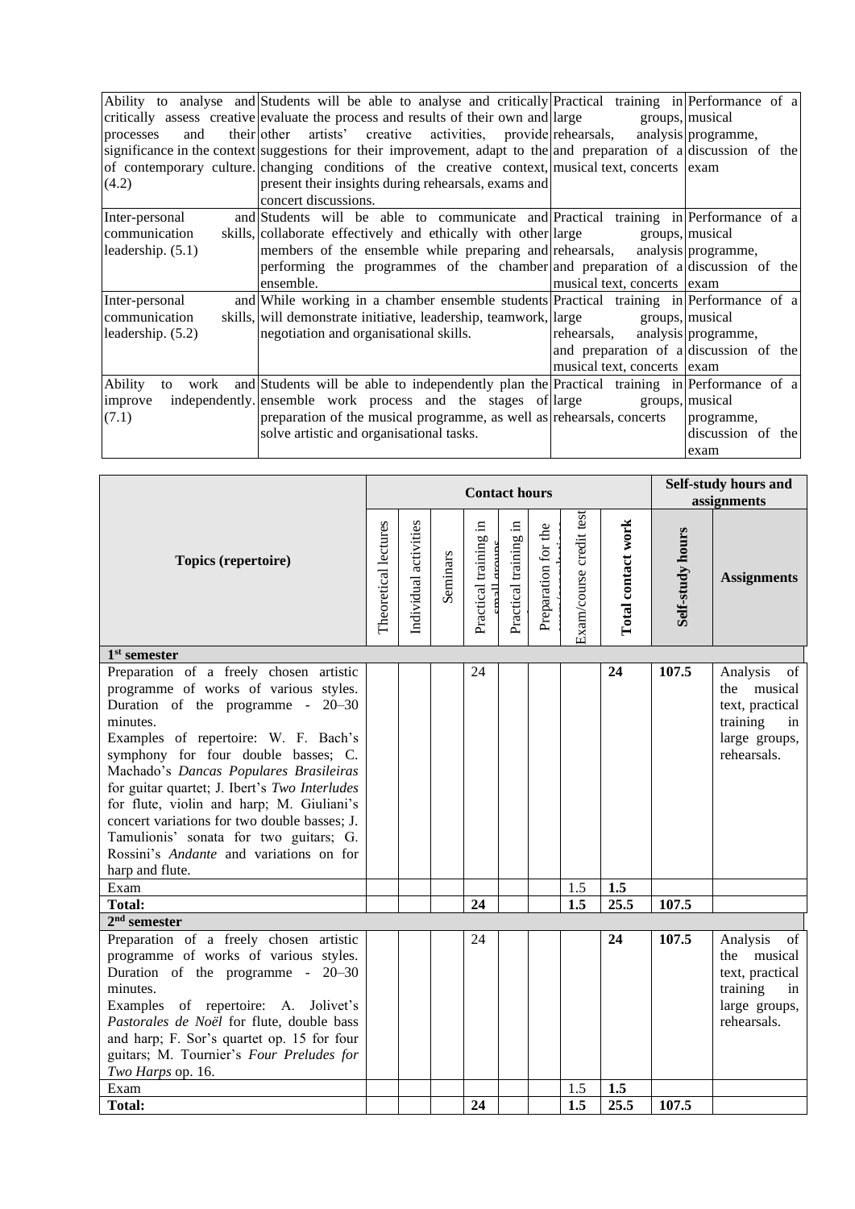| | | | |
|---|---|---|---|
| Ability to analyse and critically assess creative processes and their significance in the context of contemporary culture. (4.2) | Students will be able to analyse and critically evaluate the process and results of their own and other artists' creative activities, provide suggestions for their improvement, adapt to the changing conditions of the creative context, present their insights during rehearsals, exams and concert discussions. | Practical training in large groups, rehearsals, analysis and preparation of a musical text, concerts | Performance of a musical programme, discussion of the exam |
| Inter-personal and communication skills, leadership. (5.1) | Students will be able to communicate and collaborate effectively and ethically with other members of the ensemble while preparing and performing the programmes of the chamber ensemble. | Practical training in large groups, rehearsals, analysis and preparation of a musical text, concerts | Performance of a musical programme, discussion of the exam |
| Inter-personal and communication skills, leadership. (5.2) | While working in a chamber ensemble students will demonstrate initiative, leadership, teamwork, negotiation and organisational skills. | Practical training in large groups, rehearsals, analysis and preparation of a musical text, concerts | Performance of a musical programme, discussion of the exam |
| Ability to work and improve independently. (7.1) | Students will be able to independently plan the ensemble work process and the stages of preparation of the musical programme, as well as solve artistic and organisational tasks. | Practical training in large groups, rehearsals, concerts | Performance of a musical programme, discussion of the exam |

| Topics (repertoire) | Contact hours | | | | | | | | Self-study hours and assignments | |
|---|---|---|---|---|---|---|---|---|---|---|
| | Theoretical lectures | Individual activities | Seminars | Practical training in small groups | Practical training in large groups | Preparation for the exam/consultations | Exam/course credit test | **Total contact work** | **Self-study hours** | **Assignments** |
| **1st semester** | | | | | | | | | | |
| Preparation of a freely chosen artistic programme of works of various styles. Duration of the programme - 20–30 minutes.<br>Examples of repertoire: W. F. Bach's symphony for four double basses; C. Machado's *Dancas Populares Brasileiras* for guitar quartet; J. Ibert's *Two Interludes* for flute, violin and harp; M. Giuliani's concert variations for two double basses; J. Tamulionis' sonata for two guitars; G. Rossini's *Andante* and variations on for harp and flute. | | | | 24 | | | | **24** | **107.5** | Analysis of the musical text, practical training in large groups, rehearsals. |
| Exam | | | | | | | 1.5 | **1.5** | | |
| **Total:** | | | | **24** | | | **1.5** | **25.5** | **107.5** | |
| **2nd semester** | | | | | | | | | | |
| Preparation of a freely chosen artistic programme of works of various styles. Duration of the programme - 20–30 minutes.<br>Examples of repertoire: A. Jolivet's *Pastorales de Noël* for flute, double bass and harp; F. Sor's quartet op. 15 for four guitars; M. Tournier's *Four Preludes for Two Harps* op. 16. | | | | 24 | | | | **24** | **107.5** | Analysis of the musical text, practical training in large groups, rehearsals. |
| Exam | | | | | | | 1.5 | **1.5** | | |
| **Total:** | | | | **24** | | | **1.5** | **25.5** | **107.5** | |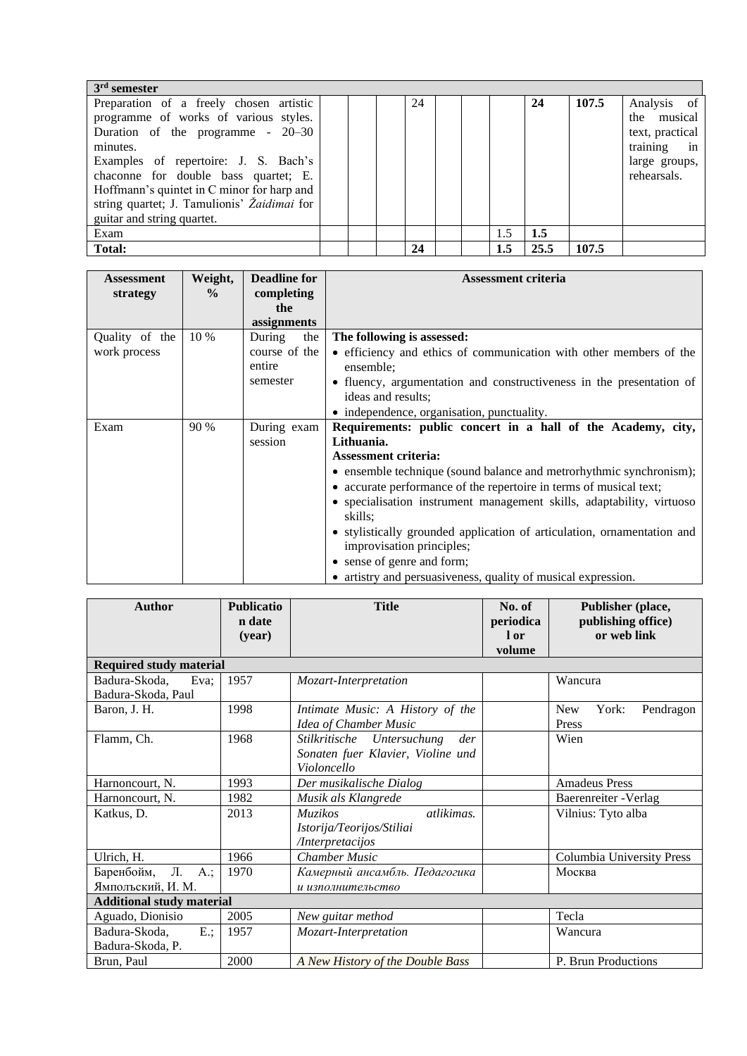| 3rd semester | | | | | | | | | | |
|---|---|---|---|---|---|---|---|---|---|---|
| Preparation of a freely chosen artistic programme of works of various styles. Duration of the programme - 20–30 minutes. Examples of repertoire: J. S. Bach's chaconne for double bass quartet; E. Hoffmann's quintet in C minor for harp and string quartet; J. Tamulionis' *Žaidimai* for guitar and string quartet. | | | | 24 | | | | **24** | **107.5** | Analysis of the musical text, practical training in large groups, rehearsals. |
| Exam | | | | | | | 1.5 | **1.5** | | |
| **Total:** | | | | **24** | | | **1.5** | **25.5** | **107.5** | |

| Assessment strategy | Weight, % | Deadline for completing the assignments | Assessment criteria |
|---|---|---|---|
| Quality of the work process | 10 % | During the course of the entire semester | **The following is assessed:**<br>• efficiency and ethics of communication with other members of the ensemble;<br>• fluency, argumentation and constructiveness in the presentation of ideas and results;<br>• independence, organisation, punctuality. |
| Exam | 90 % | During exam session | **Requirements: public concert in a hall of the Academy, city, Lithuania.**<br>**Assessment criteria:**<br>• ensemble technique (sound balance and metrorhythmic synchronism);<br>• accurate performance of the repertoire in terms of musical text;<br>• specialisation instrument management skills, adaptability, virtuoso skills;<br>• stylistically grounded application of articulation, ornamentation and improvisation principles;<br>• sense of genre and form;<br>• artistry and persuasiveness, quality of musical expression. |

| Author | Publication date (year) | Title | No. of periodical or volume | Publisher (place, publishing office) or web link |
|---|---|---|---|---|
| **Required study material** | | | | |
| Badura-Skoda, Eva; Badura-Skoda, Paul | 1957 | *Mozart-Interpretation* | | Wancura |
| Baron, J. H. | 1998 | *Intimate Music: A History of the Idea of Chamber Music* | | New York: Pendragon Press |
| Flamm, Ch. | 1968 | *Stilkritische Untersuchung der Sonaten fuer Klavier, Violine und Violoncello* | | Wien |
| Harnoncourt, N. | 1993 | *Der musikalische Dialog* | | Amadeus Press |
| Harnoncourt, N. | 1982 | *Musik als Klangrede* | | Baerenreiter -Verlag |
| Katkus, D. | 2013 | *Muzikos atlikimas. Istorija/Teorijos/Stiliai /Interpretacijos* | | Vilnius: Tyto alba |
| Ulrich, H. | 1966 | *Chamber Music* | | Columbia University Press |
| Баренбойм, Л. А.; Ямпольский, И. М. | 1970 | *Камерный ансамбль. Педагогика и исполнительство* | | Москва |
| **Additional study material** | | | | |
| Aguado, Dionisio | 2005 | *New guitar method* | | Tecla |
| Badura-Skoda, E.; Badura-Skoda, P. | 1957 | *Mozart-Interpretation* | | Wancura |
| Brun, Paul | 2000 | *A New History of the Double Bass* | | P. Brun Productions |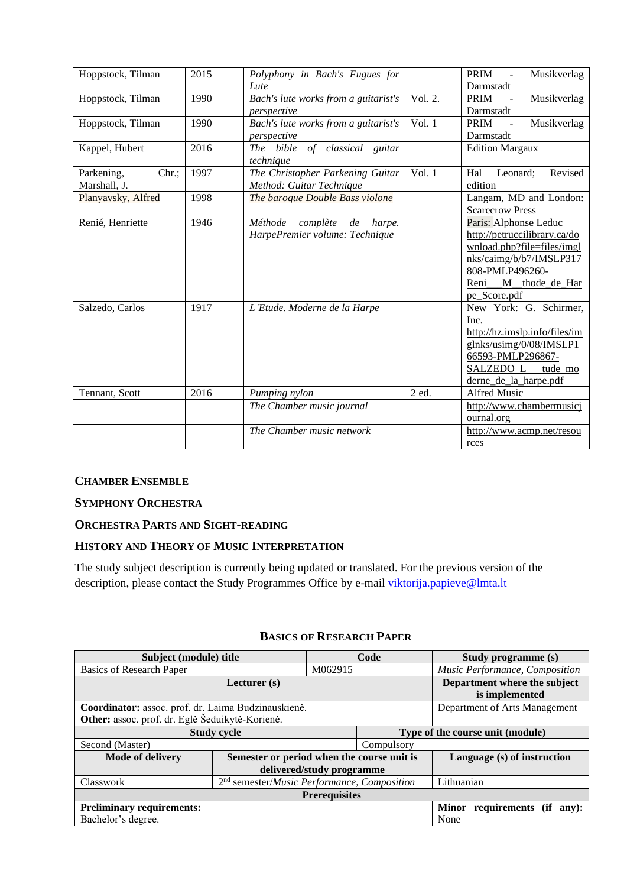| | | | | |
|---|---|---|---|---|
| Hoppstock, Tilman | 2015 | *Polyphony in Bach's Fugues for Lute* | | PRIM - Musikverlag Darmstadt |
| Hoppstock, Tilman | 1990 | *Bach's lute works from a guitarist's perspective* | Vol. 2. | PRIM - Musikverlag Darmstadt |
| Hoppstock, Tilman | 1990 | *Bach's lute works from a guitarist's perspective* | Vol. 1 | PRIM - Musikverlag Darmstadt |
| Kappel, Hubert | 2016 | *The bible of classical guitar technique* | | Edition Margaux |
| Parkening, Chr.; Marshall, J. | 1997 | *The Christopher Parkening Guitar Method: Guitar Technique* | Vol. 1 | Hal Leonard; Revised edition |
| Planyavsky, Alfred | 1998 | *The baroque Double Bass violone* | | Langam, MD and London: Scarecrow Press |
| Renié, Henriette | 1946 | *Méthode complète de harpe. HarpePremier volume: Technique* | | Paris: Alphonse Leduc http://petruccilibrary.ca/download.php?file=files/imglnks/caimg/b/b7/IMSLP317808-PMLP496260-Reni___M__thode_de_Harpe_Score.pdf |
| Salzedo, Carlos | 1917 | *L'Etude. Moderne de la Harpe* | | New York: G. Schirmer, Inc. http://hz.imslp.info/files/imglnks/usimg/0/08/IMSLP166593-PMLP296867-SALZEDO_L___tude_moderne_de_la_harpe.pdf |
| Tennant, Scott | 2016 | *Pumping nylon* | 2 ed. | Alfred Music |
| | | *The Chamber music journal* | | http://www.chambermusicjournal.org |
| | | *The Chamber music network* | | http://www.acmp.net/resources |

## Chamber Ensemble

## Symphony Orchestra

## Orchestra Parts and Sight-Reading

## History and Theory of Music Interpretation

The study subject description is currently being updated or translated. For the previous version of the description, please contact the Study Programmes Office by e-mail viktorija.papieve@lmta.lt

## Basics of Research Paper

| Subject (module) title | | Code | Study programme (s) |
|---|---|---|---|
| Basics of Research Paper | | M062915 | *Music Performance, Composition* |
| **Lecturer (s)** | | | **Department where the subject is implemented** |
| **Coordinator:** assoc. prof. dr. Laima Budzinauskienė.<br>**Other:** assoc. prof. dr. Eglė Šeduikytė-Korienė. | | | Department of Arts Management |
| **Study cycle** | | **Type of the course unit (module)** | |
| Second (Master) | | Compulsory | |
| **Mode of delivery** | **Semester or period when the course unit is delivered/study programme** | | **Language (s) of instruction** |
| Classwork | 2nd semester/*Music Performance, Composition* | | Lithuanian |
| **Prerequisites** | | | |
| **Preliminary requirements:**<br>Bachelor's degree. | | | **Minor requirements (if any):**<br>None |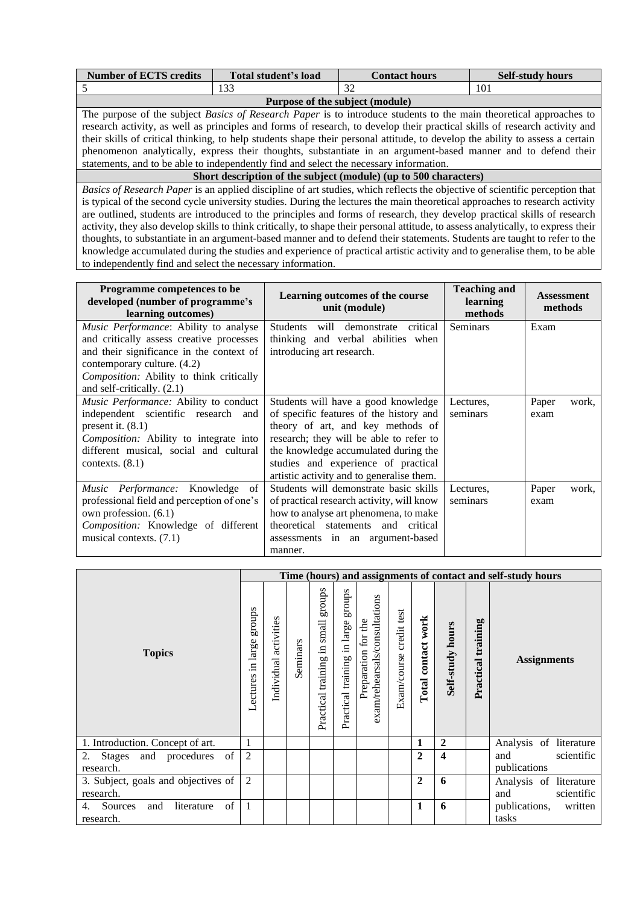| Number of ECTS credits | Total student's load | Contact hours | Self-study hours |
|---|---|---|---|
| 5 | 133 | 32 | 101 |

**Purpose of the subject (module)**

The purpose of the subject *Basics of Research Paper* is to introduce students to the main theoretical approaches to research activity, as well as principles and forms of research, to develop their practical skills of research activity and their skills of critical thinking, to help students shape their personal attitude, to develop the ability to assess a certain phenomenon analytically, express their thoughts, substantiate in an argument-based manner and to defend their statements, and to be able to independently find and select the necessary information.

**Short description of the subject (module) (up to 500 characters)**

*Basics of Research Paper* is an applied discipline of art studies, which reflects the objective of scientific perception that is typical of the second cycle university studies. During the lectures the main theoretical approaches to research activity are outlined, students are introduced to the principles and forms of research, they develop practical skills of research activity, they also develop skills to think critically, to shape their personal attitude, to assess analytically, to express their thoughts, to substantiate in an argument-based manner and to defend their statements. Students are taught to refer to the knowledge accumulated during the studies and experience of practical artistic activity and to generalise them, to be able to independently find and select the necessary information.

| Programme competences to be developed (number of programme's learning outcomes) | Learning outcomes of the course unit (module) | Teaching and learning methods | Assessment methods |
|---|---|---|---|
| *Music Performance*: Ability to analyse and critically assess creative processes and their significance in the context of contemporary culture. (4.2)<br>*Composition:* Ability to think critically and self-critically. (2.1) | Students will demonstrate critical thinking and verbal abilities when introducing art research. | Seminars | Exam |
| *Music Performance:* Ability to conduct independent scientific research and present it. (8.1)<br>*Composition:* Ability to integrate into different musical, social and cultural contexts. (8.1) | Students will have a good knowledge of specific features of the history and theory of art, and key methods of research; they will be able to refer to the knowledge accumulated during the studies and experience of practical artistic activity and to generalise them. | Lectures, seminars | Paper work, exam |
| *Music Performance:* Knowledge of professional field and perception of one's own profession. (6.1)<br>*Composition:* Knowledge of different musical contexts. (7.1) | Students will demonstrate basic skills of practical research activity, will know how to analyse art phenomena, to make theoretical statements and critical assessments in an argument-based manner. | Lectures, seminars | Paper work, exam |

| Topics | Time (hours) and assignments of contact and self-study hours | | | | | | | | | | |
|---|---|---|---|---|---|---|---|---|---|---|---|
| | Lectures in large groups | Individual activities | Seminars | Practical training in small groups | Practical training in large groups | Preparation for the exam/rehearsals/consultations | Exam/course credit test | **Total contact work** | **Self-study hours** | **Practical training** | **Assignments** |
| 1. Introduction. Concept of art. | 1 | | | | | | | **1** | **2** | | Analysis of literature and scientific publications |
| 2. Stages and procedures of research. | 2 | | | | | | | **2** | **4** | | |
| 3. Subject, goals and objectives of research. | 2 | | | | | | | **2** | **6** | | Analysis of literature and scientific publications, written tasks |
| 4. Sources and literature of research. | 1 | | | | | | | **1** | **6** | | |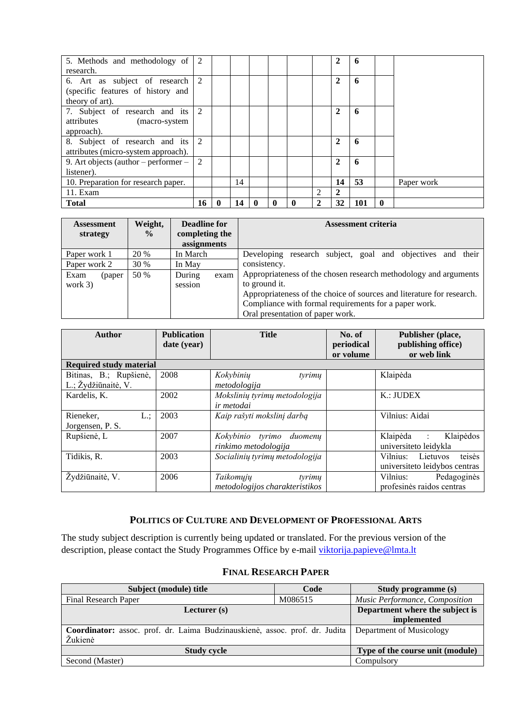| | | | | | | | | | | | | |
|---|---|---|---|---|---|---|---|---|---|---|---|---|
| 5. Methods and methodology of research. | 2 | | | | | | | | **2** | **6** | | |
| 6. Art as subject of research (specific features of history and theory of art). | 2 | | | | | | | | **2** | **6** | | |
| 7. Subject of research and its attributes (macro-system approach). | 2 | | | | | | | | **2** | **6** | | |
| 8. Subject of research and its attributes (micro-system approach). | 2 | | | | | | | | **2** | **6** | | |
| 9. Art objects (author – performer – listener). | 2 | | | | | | | | **2** | **6** | | |
| 10. Preparation for research paper. | | | 14 | | | | | | **14** | **53** | | Paper work |
| 11. Exam | | | | | | | | 2 | **2** | | | |
| **Total** | **16** | **0** | **14** | **0** | **0** | **0** | | **2** | **32** | **101** | **0** | |

| Assessment strategy | Weight, % | Deadline for completing the assignments | Assessment criteria |
|---|---|---|---|
| Paper work 1 | 20 % | In March | Developing research subject, goal and objectives and their consistency. Appropriateness of the chosen research methodology and arguments to ground it. Appropriateness of the choice of sources and literature for research. Compliance with formal requirements for a paper work. Oral presentation of paper work. |
| Paper work 2 | 30 % | In May | |
| Exam (paper work 3) | 50 % | During exam session | |

| Author | Publication date (year) | Title | No. of periodical or volume | Publisher (place, publishing office) or web link |
|---|---|---|---|---|
| **Required study material** | | | | |
| Bitinas, B.; Rupšienė, L.; Žydžiūnaitė, V. | 2008 | *Kokybinių tyrimų metodologija* | | Klaipėda |
| Kardelis, K. | 2002 | *Mokslinių tyrimų metodologija ir metodai* | | K.: JUDEX |
| Rieneker, L.; Jorgensen, P. S. | 2003 | *Kaip rašyti mokslinį darbą* | | Vilnius: Aidai |
| Rupšienė, L | 2007 | *Kokybinio tyrimo duomenų rinkimo metodologija* | | Klaipėda : Klaipėdos universiteto leidykla |
| Tidikis, R. | 2003 | *Socialinių tyrimų metodologija* | | Vilnius: Lietuvos teisės universiteto leidybos centras |
| Žydžiūnaitė, V. | 2006 | *Taikomųjų tyrimų metodologijos charakteristikos* | | Vilnius: Pedagoginės profesinės raidos centras |

## Politics of Culture and Development of Professional Arts

The study subject description is currently being updated or translated. For the previous version of the description, please contact the Study Programmes Office by e-mail viktorija.papieve@lmta.lt

## Final Research Paper

| Subject (module) title | Code | Study programme (s) |
|---|---|---|
| Final Research Paper | M086515 | *Music Performance, Composition* |
| **Lecturer (s)** | | **Department where the subject is implemented** |
| **Coordinator:** assoc. prof. dr. Laima Budzinauskienė, assoc. prof. dr. Judita Žukienė | | Department of Musicology |
| **Study cycle** | | **Type of the course unit (module)** |
| Second (Master) | | Compulsory |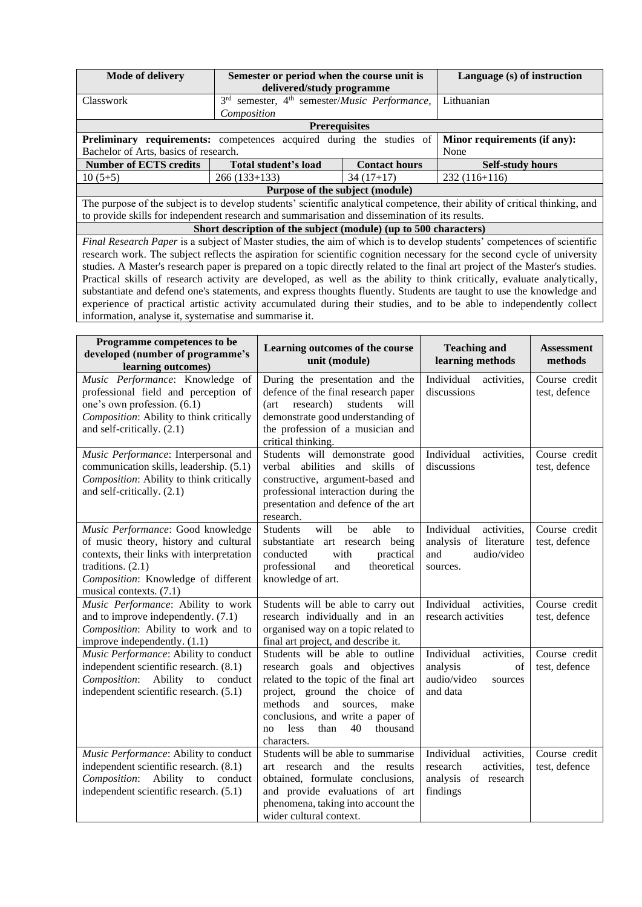| Mode of delivery | Semester or period when the course unit is delivered/study programme | | Language (s) of instruction |
|---|---|---|---|
| Classwork | 3rd semester, 4th semester/*Music Performance, Composition* | | Lithuanian |
| **Prerequisites** | | | |
| **Preliminary requirements:** competences acquired during the studies of Bachelor of Arts, basics of research. | | | **Minor requirements (if any):** None |
| **Number of ECTS credits** | **Total student's load** | **Contact hours** | **Self-study hours** |
| 10 (5+5) | 266 (133+133) | 34 (17+17) | 232 (116+116) |
| **Purpose of the subject (module)** | | | |
| The purpose of the subject is to develop students' scientific analytical competence, their ability of critical thinking, and to provide skills for independent research and summarisation and dissemination of its results. | | | |
| **Short description of the subject (module) (up to 500 characters)** | | | |
| *Final Research Paper* is a subject of Master studies, the aim of which is to develop students' competences of scientific research work. The subject reflects the aspiration for scientific cognition necessary for the second cycle of university studies. A Master's research paper is prepared on a topic directly related to the final art project of the Master's studies. Practical skills of research activity are developed, as well as the ability to think critically, evaluate analytically, substantiate and defend one's statements, and express thoughts fluently. Students are taught to use the knowledge and experience of practical artistic activity accumulated during their studies, and to be able to independently collect information, analyse it, systematise and summarise it. | | | |

| Programme competences to be developed (number of programme's learning outcomes) | Learning outcomes of the course unit (module) | Teaching and learning methods | Assessment methods |
|---|---|---|---|
| *Music Performance*: Knowledge of professional field and perception of one's own profession. (6.1)<br>*Composition*: Ability to think critically and self-critically. (2.1) | During the presentation and the defence of the final research paper (art research) students will demonstrate good understanding of the profession of a musician and critical thinking. | Individual activities, discussions | Course credit test, defence |
| *Music Performance*: Interpersonal and communication skills, leadership. (5.1)<br>*Composition*: Ability to think critically and self-critically. (2.1) | Students will demonstrate good verbal abilities and skills of constructive, argument-based and professional interaction during the presentation and defence of the art research. | Individual activities, discussions | Course credit test, defence |
| *Music Performance*: Good knowledge of music theory, history and cultural contexts, their links with interpretation traditions. (2.1)<br>*Composition*: Knowledge of different musical contexts. (7.1) | Students will be able to substantiate art research being conducted with practical professional and theoretical knowledge of art. | Individual activities, analysis of literature and audio/video sources. | Course credit test, defence |
| *Music Performance*: Ability to work and to improve independently. (7.1)<br>*Composition*: Ability to work and to improve independently. (1.1) | Students will be able to carry out research individually and in an organised way on a topic related to final art project, and describe it. | Individual activities, research activities | Course credit test, defence |
| *Music Performance*: Ability to conduct independent scientific research. (8.1)<br>*Composition*: Ability to conduct independent scientific research. (5.1) | Students will be able to outline research goals and objectives related to the topic of the final art project, ground the choice of methods and sources, make conclusions, and write a paper of no less than 40 thousand characters. | Individual activities, analysis of audio/video sources and data | Course credit test, defence |
| *Music Performance*: Ability to conduct independent scientific research. (8.1)<br>*Composition*: Ability to conduct independent scientific research. (5.1) | Students will be able to summarise art research and the results obtained, formulate conclusions, and provide evaluations of art phenomena, taking into account the wider cultural context. | Individual activities, research activities, analysis of research findings | Course credit test, defence |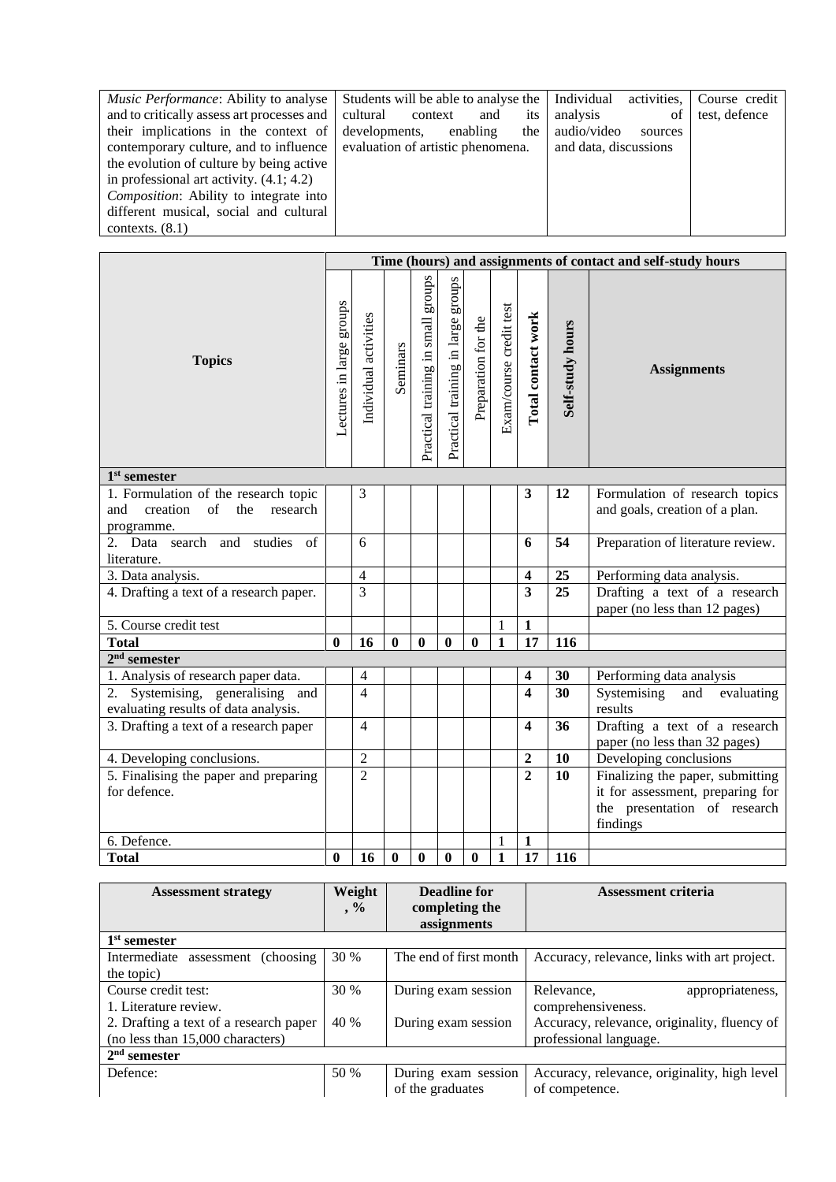| *Music Performance*: Ability to analyse and to critically assess art processes and their implications in the context of contemporary culture, and to influence the evolution of culture by being active in professional art activity. (4.1; 4.2)<br>*Composition*: Ability to integrate into different musical, social and cultural contexts. (8.1) | Students will be able to analyse the cultural context and its developments, enabling the evaluation of artistic phenomena. | Individual activities, analysis of audio/video sources and data, discussions | Course credit test, defence |
|---|---|---|---|

| Topics | Time (hours) and assignments of contact and self-study hours | | | | | | | | | |
|---|---|---|---|---|---|---|---|---|---|---|
| | Lectures in large groups | Individual activities | Seminars | Practical training in small groups | Practical training in large groups | Preparation for the | Exam/course credit test | **Total contact work** | **Self-study hours** | **Assignments** |
| **1st semester** | | | | | | | | | | |
| 1. Formulation of the research topic and creation of the research programme. | | 3 | | | | | | **3** | **12** | Formulation of research topics and goals, creation of a plan. |
| 2. Data search and studies of literature. | | 6 | | | | | | **6** | **54** | Preparation of literature review. |
| 3. Data analysis. | | 4 | | | | | | **4** | **25** | Performing data analysis. |
| 4. Drafting a text of a research paper. | | 3 | | | | | | **3** | **25** | Drafting a text of a research paper (no less than 12 pages) |
| 5. Course credit test | | | | | | | 1 | **1** | | |
| **Total** | **0** | **16** | **0** | **0** | **0** | **0** | **1** | **17** | **116** | |
| **2nd semester** | | | | | | | | | | |
| 1. Analysis of research paper data. | | 4 | | | | | | **4** | **30** | Performing data analysis |
| 2. Systemising, generalising and evaluating results of data analysis. | | 4 | | | | | | **4** | **30** | Systemising and evaluating results |
| 3. Drafting a text of a research paper | | 4 | | | | | | **4** | **36** | Drafting a text of a research paper (no less than 32 pages) |
| 4. Developing conclusions. | | 2 | | | | | | **2** | **10** | Developing conclusions |
| 5. Finalising the paper and preparing for defence. | | 2 | | | | | | **2** | **10** | Finalizing the paper, submitting it for assessment, preparing for the presentation of research findings |
| 6. Defence. | | | | | | | 1 | **1** | | |
| **Total** | **0** | **16** | **0** | **0** | **0** | **0** | **1** | **17** | **116** | |

| **Assessment strategy** | **Weight, %** | **Deadline for completing the assignments** | **Assessment criteria** |
|---|---|---|---|
| **1st semester** | | | |
| Intermediate assessment (choosing the topic) | 30 % | The end of first month | Accuracy, relevance, links with art project. |
| Course credit test:<br>1. Literature review. | 30 % | During exam session | Relevance, appropriateness, comprehensiveness. |
| 2. Drafting a text of a research paper (no less than 15,000 characters) | 40 % | During exam session | Accuracy, relevance, originality, fluency of professional language. |
| **2nd semester** | | | |
| Defence: | 50 % | During exam session of the graduates | Accuracy, relevance, originality, high level of competence. |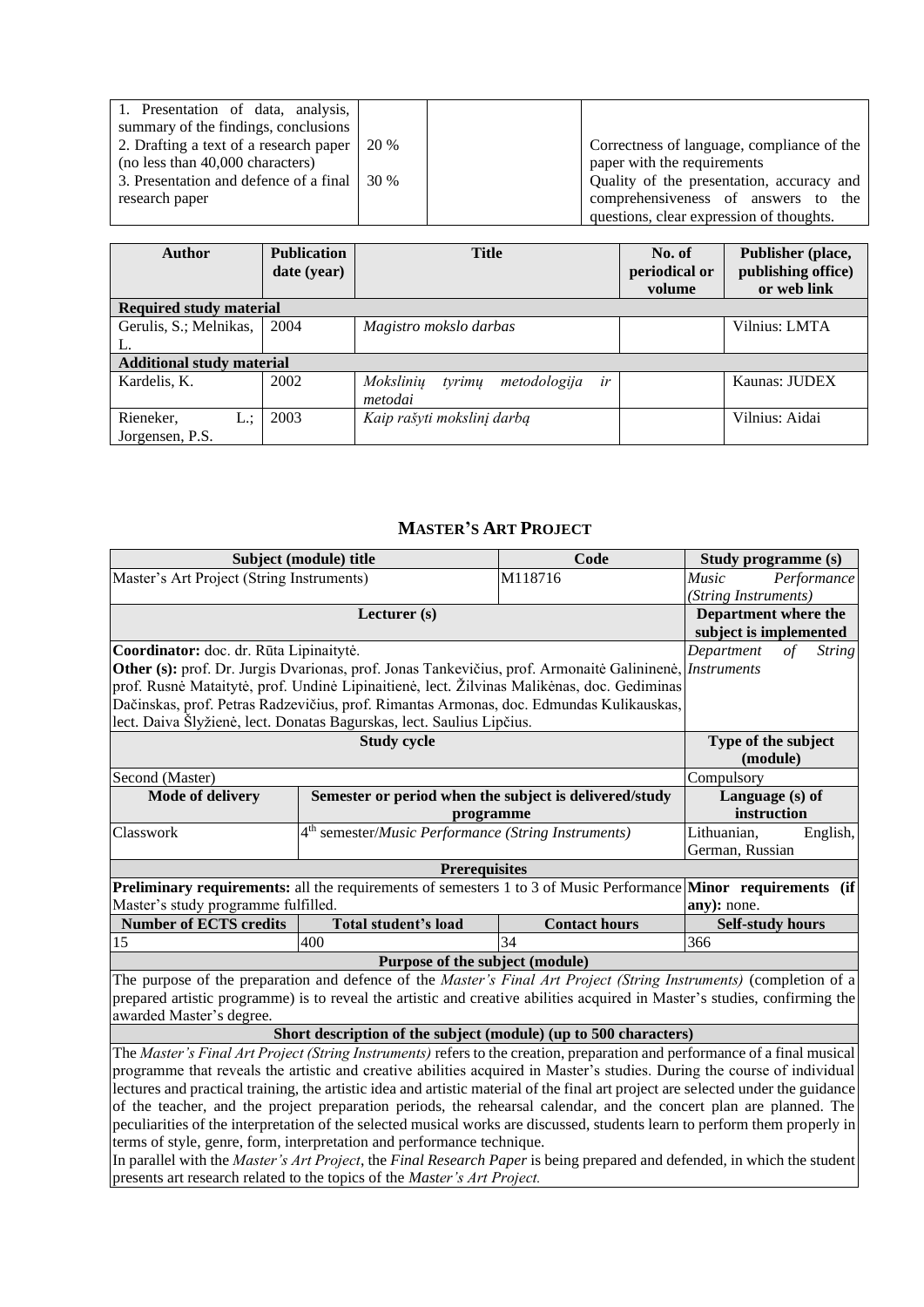| | | | |
|---|---|---|---|
| 1. Presentation of data, analysis, summary of the findings, conclusions | | | |
| 2. Drafting a text of a research paper (no less than 40,000 characters) | 20 % | | Correctness of language, compliance of the paper with the requirements |
| 3. Presentation and defence of a final research paper | 30 % | | Quality of the presentation, accuracy and comprehensiveness of answers to the questions, clear expression of thoughts. |

| Author | Publication date (year) | Title | No. of periodical or volume | Publisher (place, publishing office) or web link |
|---|---|---|---|---|
| **Required study material** | | | | |
| Gerulis, S.; Melnikas, L. | 2004 | *Magistro mokslo darbas* | | Vilnius: LMTA |
| **Additional study material** | | | | |
| Kardelis, K. | 2002 | *Mokslinių tyrimų metodologija ir metodai* | | Kaunas: JUDEX |
| Rieneker, L.; Jorgensen, P.S. | 2003 | *Kaip rašyti mokslinį darbą* | | Vilnius: Aidai |

## MASTER'S ART PROJECT

| Subject (module) title | | Code | Study programme (s) |
|---|---|---|---|
| Master's Art Project (String Instruments) | | M118716 | *Music Performance (String Instruments)* |
| **Lecturer (s)** | | | **Department where the subject is implemented** |
| **Coordinator:** doc. dr. Rūta Lipinaitytė. **Other (s):** prof. Dr. Jurgis Dvarionas, prof. Jonas Tankevičius, prof. Armonaitė Galininenė, prof. Rusnė Mataitytė, prof. Undinė Lipinaitienė, lect. Žilvinas Malikėnas, doc. Gediminas Dačinskas, prof. Petras Radzevičius, prof. Rimantas Armonas, doc. Edmundas Kulikauskas, lect. Daiva Šlyžienė, lect. Donatas Bagurskas, lect. Saulius Lipčius. | | | *Department of String Instruments* |
| **Study cycle** | | | **Type of the subject (module)** |
| Second (Master) | | | Compulsory |
| **Mode of delivery** | **Semester or period when the subject is delivered/study programme** | | **Language (s) of instruction** |
| Classwork | 4th semester/*Music Performance (String Instruments)* | | Lithuanian, English, German, Russian |
| **Prerequisites** | | | |
| **Preliminary requirements:** all the requirements of semesters 1 to 3 of Music Performance Master's study programme fulfilled. | | | **Minor requirements (if any):** none. |
| **Number of ECTS credits** | **Total student's load** | **Contact hours** | **Self-study hours** |
| 15 | 400 | 34 | 366 |
| **Purpose of the subject (module)** | | | |
| The purpose of the preparation and defence of the *Master's Final Art Project (String Instruments)* (completion of a prepared artistic programme) is to reveal the artistic and creative abilities acquired in Master's studies, confirming the awarded Master's degree. | | | |
| **Short description of the subject (module) (up to 500 characters)** | | | |
| The *Master's Final Art Project (String Instruments)* refers to the creation, preparation and performance of a final musical programme that reveals the artistic and creative abilities acquired in Master's studies. During the course of individual lectures and practical training, the artistic idea and artistic material of the final art project are selected under the guidance of the teacher, and the project preparation periods, the rehearsal calendar, and the concert plan are planned. The peculiarities of the interpretation of the selected musical works are discussed, students learn to perform them properly in terms of style, genre, form, interpretation and performance technique. In parallel with the *Master's Art Project*, the *Final Research Paper* is being prepared and defended, in which the student presents art research related to the topics of the *Master's Art Project.* | | | |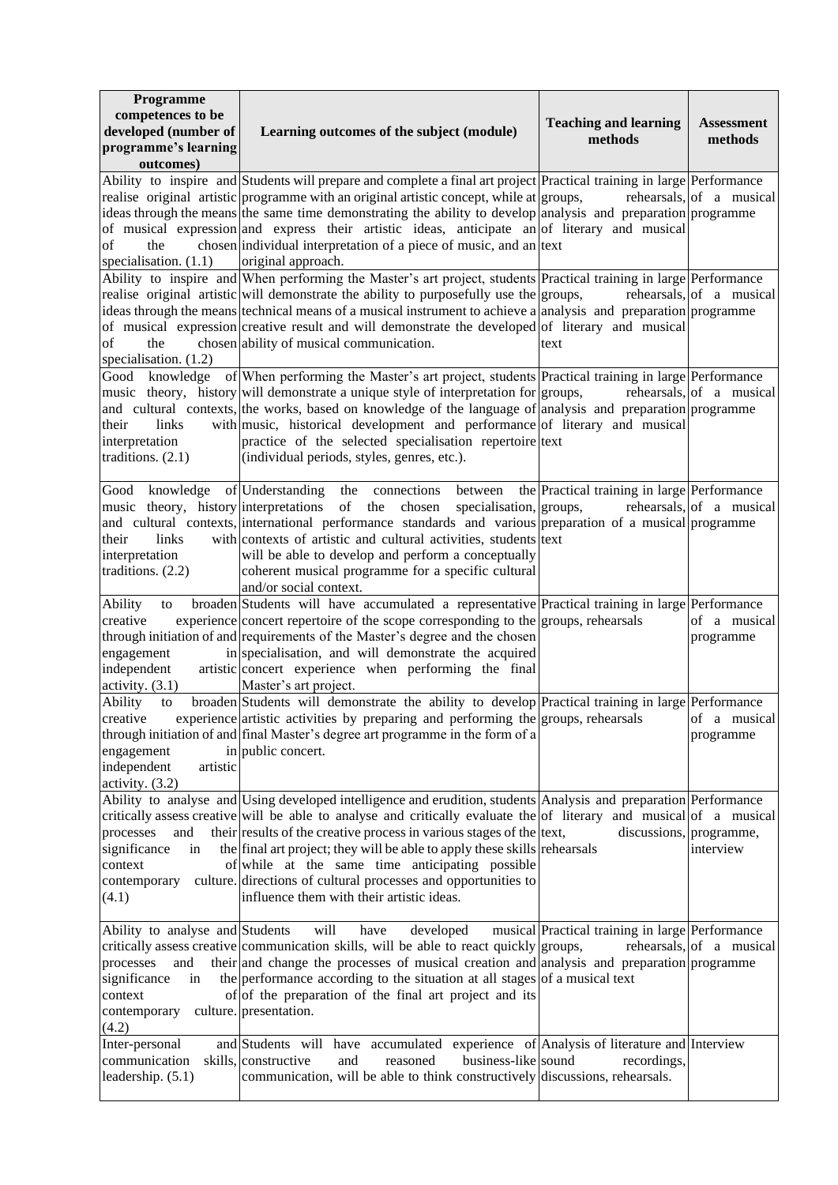| Programme competences to be developed (number of programme's learning outcomes) | Learning outcomes of the subject (module) | Teaching and learning methods | Assessment methods |
|---|---|---|---|
| Ability to inspire and realise original artistic ideas through the means of musical expression of the chosen specialisation. (1.1) | Students will prepare and complete a final art project programme with an original artistic concept, while at the same time demonstrating the ability to develop and express their artistic ideas, anticipate an individual interpretation of a piece of music, and an original approach. | Practical training in large groups, rehearsals, analysis and preparation of literary and musical text | Performance of a musical programme |
| Ability to inspire and realise original artistic ideas through the means of musical expression of the chosen specialisation. (1.2) | When performing the Master's art project, students will demonstrate the ability to purposefully use the technical means of a musical instrument to achieve a creative result and will demonstrate the developed ability of musical communication. | Practical training in large groups, rehearsals, analysis and preparation of literary and musical text | Performance of a musical programme |
| Good knowledge of music theory, history and cultural contexts, their links with interpretation traditions. (2.1) | When performing the Master's art project, students will demonstrate a unique style of interpretation for the works, based on knowledge of the language of music, historical development and performance practice of the selected specialisation repertoire (individual periods, styles, genres, etc.). | Practical training in large groups, rehearsals, analysis and preparation of literary and musical text | Performance of a musical programme |
| Good knowledge of music theory, history and cultural contexts, their links with interpretation traditions. (2.2) | Understanding the connections between the interpretations of the chosen specialisation, international performance standards and various contexts of artistic and cultural activities, students will be able to develop and perform a conceptually coherent musical programme for a specific cultural and/or social context. | Practical training in large groups, rehearsals, preparation of a musical text | Performance of a musical programme |
| Ability to broaden creative experience through initiation of and engagement in independent artistic activity. (3.1) | Students will have accumulated a representative concert repertoire of the scope corresponding to the requirements of the Master's degree and the chosen specialisation, and will demonstrate the acquired concert experience when performing the final Master's art project. | Practical training in large groups, rehearsals | Performance of a musical programme |
| Ability to broaden creative experience through initiation of and engagement in independent artistic activity. (3.2) | Students will demonstrate the ability to develop artistic activities by preparing and performing the final Master's degree art programme in the form of a public concert. | Practical training in large groups, rehearsals | Performance of a musical programme |
| Ability to analyse and critically assess creative processes and their significance in the context of contemporary culture. (4.1) | Using developed intelligence and erudition, students will be able to analyse and critically evaluate the results of the creative process in various stages of the final art project; they will be able to apply these skills while at the same time anticipating possible directions of cultural processes and opportunities to influence them with their artistic ideas. | Analysis and preparation of literary and musical text, discussions, rehearsals | Performance of a musical programme, interview |
| Ability to analyse and critically assess creative processes and their significance in the context of contemporary culture. (4.2) | Students will have developed musical communication skills, will be able to react quickly and change the processes of musical creation and performance according to the situation at all stages of the preparation of the final art project and its presentation. | Practical training in large groups, rehearsals, analysis and preparation of a musical text | Performance of a musical programme |
| Inter-personal and communication skills, leadership. (5.1) | Students will have accumulated experience of constructive and reasoned business-like communication, will be able to think constructively | Analysis of literature and sound recordings, discussions, rehearsals. | Interview |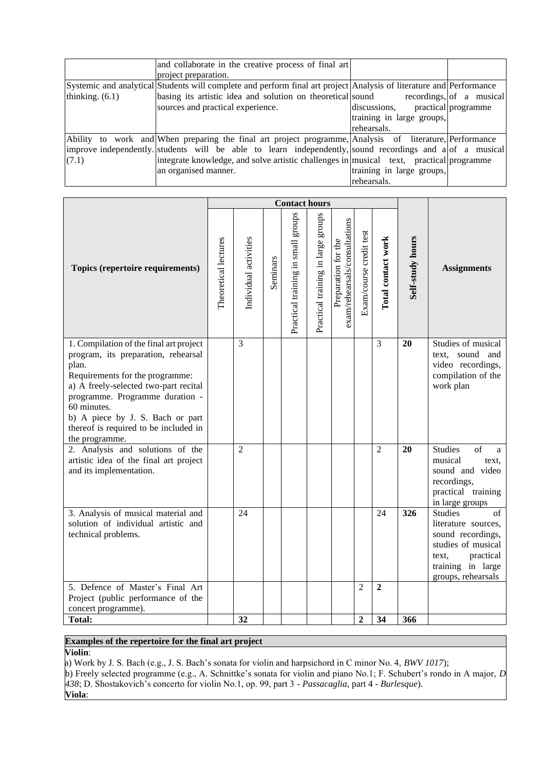|  |  |  |  |
|---|---|---|---|
|  | and collaborate in the creative process of final art project preparation. |  |  |
| Systemic and analytical thinking. (6.1) | Students will complete and perform final art project basing its artistic idea and solution on theoretical sources and practical experience. | Analysis of literature and sound recordings, discussions, practical training in large groups, rehearsals. | Performance of a musical programme |
| Ability to work and improve independently. (7.1) | When preparing the final art project programme, students will be able to learn independently, integrate knowledge, and solve artistic challenges in an organised manner. | Analysis of literature, sound recordings and a musical text, practical training in large groups, rehearsals. | Performance of a musical programme |

| Topics (repertoire requirements) | Contact hours | | | | | | | | Self-study hours | Assignments |
|---|---|---|---|---|---|---|---|---|---|---|
| | Theoretical lectures | Individual activities | Seminars | Practical training in small groups | Practical training in large groups | Preparation for the exam/rehearsals/consultations | Exam/course credit test | **Total contact work** | | |
| 1. Compilation of the final art project program, its preparation, rehearsal plan.<br>Requirements for the programme:<br>a) A freely-selected two-part recital programme. Programme duration - 60 minutes.<br>b) A piece by J. S. Bach or part thereof is required to be included in the programme. | | 3 | | | | | | 3 | **20** | Studies of musical text, sound and video recordings, compilation of the work plan |
| 2. Analysis and solutions of the artistic idea of the final art project and its implementation. | | 2 | | | | | | 2 | **20** | Studies of a musical text, sound and video recordings, practical training in large groups |
| 3. Analysis of musical material and solution of individual artistic and technical problems. | | 24 | | | | | | 24 | **326** | Studies of literature sources, sound recordings, studies of musical text, practical training in large groups, rehearsals |
| 5. Defence of Master's Final Art Project (public performance of the concert programme). | | | | | | | 2 | **2** | | |
| **Total:** | | **32** | | | | | **2** | **34** | **366** | |

**Examples of the repertoire for the final art project**

**Violin**:

a) Work by J. S. Bach (e.g., J. S. Bach's sonata for violin and harpsichord in C minor No. 4, *BWV 1017*);

b) Freely selected programme (e.g., A. Schnittke's sonata for violin and piano No.1; F. Schubert's rondo in A major, *D 438*; D. Shostakovich's concerto for violin No.1, op. 99, part 3 - *Passacaglia*, part 4 - *Burlesque*).

**Viola**: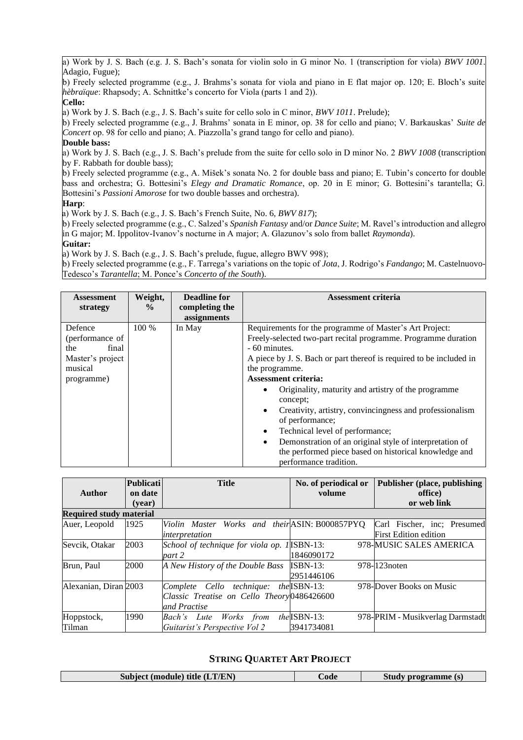a) Work by J. S. Bach (e.g. J. S. Bach's sonata for violin solo in G minor No. 1 (transcription for viola) *BWV 1001*. Adagio, Fugue);

b) Freely selected programme (e.g., J. Brahms's sonata for viola and piano in E flat major op. 120; E. Bloch's suite *hèbraïque*: Rhapsody; A. Schnittke's concerto for Viola (parts 1 and 2)).

**Cello:**

a) Work by J. S. Bach (e.g., J. S. Bach's suite for cello solo in C minor, *BWV 1011*. Prelude);

b) Freely selected programme (e.g., J. Brahms' sonata in E minor, op. 38 for cello and piano; V. Barkauskas' *Suite de Concert* op. 98 for cello and piano; A. Piazzolla's grand tango for cello and piano).

**Double bass:**

a) Work by J. S. Bach (e.g., J. S. Bach's prelude from the suite for cello solo in D minor No. 2 *BWV 1008* (transcription by F. Rabbath for double bass);

b) Freely selected programme (e.g., A. Mišek's sonata No. 2 for double bass and piano; E. Tubin's concerto for double bass and orchestra; G. Bottesini's *Elegy and Dramatic Romance*, op. 20 in E minor; G. Bottesini's tarantella; G. Bottesini's *Passioni Amorose* for two double basses and orchestra).

**Harp**:

a) Work by J. S. Bach (e.g., J. S. Bach's French Suite, No. 6, *BWV 817*);

b) Freely selected programme (e.g., C. Salzed's *Spanish Fantasy* and/or *Dance Suite*; M. Ravel's introduction and allegro in G major; M. Ippolitov-Ivanov's nocturne in A major; A. Glazunov's solo from ballet *Raymonda*).

**Guitar:**

a) Work by J. S. Bach (e.g., J. S. Bach's prelude, fugue, allegro BWV 998);

b) Freely selected programme (e.g., F. Tarrega's variations on the topic of *Jota*, J. Rodrigo's *Fandango*; M. Castelnuovo-Tedesco's *Tarantella*; M. Ponce's *Concerto of the South*).

| Assessment strategy | Weight, % | Deadline for completing the assignments | Assessment criteria |
|---|---|---|---|
| Defence (performance of the final Master's project musical programme) | 100 % | In May | Requirements for the programme of Master's Art Project: Freely-selected two-part recital programme. Programme duration - 60 minutes.<br>A piece by J. S. Bach or part thereof is required to be included in the programme.<br>**Assessment criteria:**<br>• Originality, maturity and artistry of the programme concept;<br>• Creativity, artistry, convincingness and professionalism of performance;<br>• Technical level of performance;<br>• Demonstration of an original style of interpretation of the performed piece based on historical knowledge and performance tradition. |

| Author | Publication date (year) | Title | No. of periodical or volume | Publisher (place, publishing office) or web link |
|---|---|---|---|---|
| **Required study material** | | | | |
| Auer, Leopold | 1925 | *Violin Master Works and their interpretation* | ASIN: B000857PYQ | Carl Fischer, inc; Presumed First Edition edition |
| Sevcik, Otakar | 2003 | *School of technique for viola op. 1 part 2* | ISBN-13: 978-1846090172 | MUSIC SALES AMERICA |
| Brun, Paul | 2000 | *A New History of the Double Bass* | ISBN-13: 978-2951446106 | 123noten |
| Alexanian, Diran | 2003 | *Complete Cello technique: the Classic Treatise on Cello Theory and Practise* | ISBN-13: 978-0486426600 | Dover Books on Music |
| Hoppstock, Tilman | 1990 | *Bach's Lute Works from the Guitarist's Perspective Vol 2* | ISBN-13: 978-3941734081 | PRIM - Musikverlag Darmstadt |

## STRING QUARTET ART PROJECT

| Subject (module) title (LT/EN) | Code | Study programme (s) |
|---|---|---|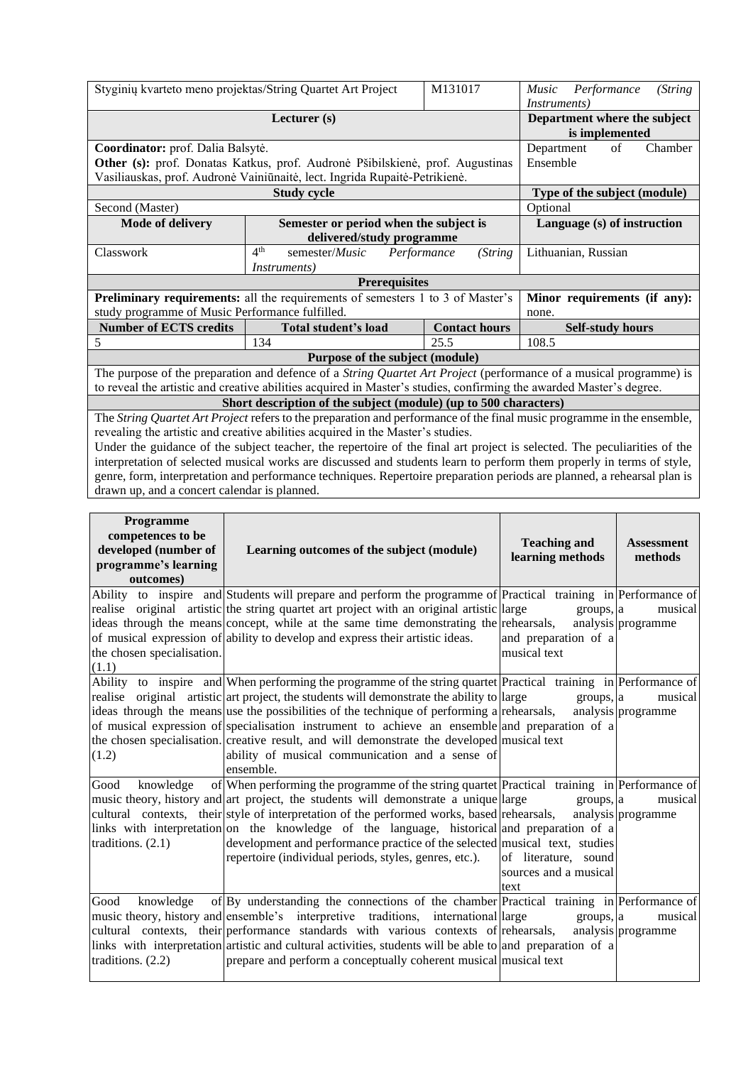| Stygių kvarteto meno projektas/String Quartet Art Project | | M131017 | *Music Performance (String Instruments)* |
|---|---|---|---|
| **Lecturer (s)** | | | **Department where the subject is implemented** |
| **Coordinator:** prof. Dalia Balsytė.<br>**Other (s):** prof. Donatas Katkus, prof. Audronė Pšibilskienė, prof. Augustinas Vasiliauskas, prof. Audronė Vainiūnaitė, lect. Ingrida Rupaitė-Petrikienė. | | | Department of Chamber Ensemble |
| **Study cycle** | | | **Type of the subject (module)** |
| Second (Master) | | | Optional |
| **Mode of delivery** | **Semester or period when the subject is delivered/study programme** | | **Language (s) of instruction** |
| Classwork | 4th semester/*Music Performance (String Instruments)* | | Lithuanian, Russian |
| **Prerequisites** | | | |
| **Preliminary requirements:** all the requirements of semesters 1 to 3 of Master's study programme of Music Performance fulfilled. | | | **Minor requirements (if any):** none. |
| **Number of ECTS credits** | **Total student's load** | **Contact hours** | **Self-study hours** |
| 5 | 134 | 25.5 | 108.5 |
| **Purpose of the subject (module)** | | | |
| The purpose of the preparation and defence of a *String Quartet Art Project* (performance of a musical programme) is to reveal the artistic and creative abilities acquired in Master's studies, confirming the awarded Master's degree. | | | |
| **Short description of the subject (module) (up to 500 characters)** | | | |
| The *String Quartet Art Project* refers to the preparation and performance of the final music programme in the ensemble, revealing the artistic and creative abilities acquired in the Master's studies.<br>Under the guidance of the subject teacher, the repertoire of the final art project is selected. The peculiarities of the interpretation of selected musical works are discussed and students learn to perform them properly in terms of style, genre, form, interpretation and performance techniques. Repertoire preparation periods are planned, a rehearsal plan is drawn up, and a concert calendar is planned. | | | |

| Programme competences to be developed (number of programme's learning outcomes) | Learning outcomes of the subject (module) | Teaching and learning methods | Assessment methods |
|---|---|---|---|
| Ability to inspire and realise original artistic ideas through the means of musical expression of the chosen specialisation. (1.1) | Students will prepare and perform the programme of the string quartet art project with an original artistic concept, while at the same time demonstrating the ability to develop and express their artistic ideas. | Practical training in large groups, rehearsals, analysis and preparation of a musical text | Performance of a musical programme |
| Ability to inspire and realise original artistic ideas through the means of musical expression of the chosen specialisation. (1.2) | When performing the programme of the string quartet art project, the students will demonstrate the ability to use the possibilities of the technique of performing a specialisation instrument to achieve an ensemble creative result, and will demonstrate the developed ability of musical communication and a sense of ensemble. | Practical training in large groups, rehearsals, analysis and preparation of a musical text | Performance of a musical programme |
| Good knowledge of music theory, history and cultural contexts, their links with interpretation traditions. (2.1) | When performing the programme of the string quartet art project, the students will demonstrate a unique style of interpretation of the performed works, based on the knowledge of the language, historical development and performance practice of the selected repertoire (individual periods, styles, genres, etc.). | Practical training in large groups, rehearsals, analysis and preparation of a musical text, studies of literature, sound sources and a musical text | Performance of a musical programme |
| Good knowledge of music theory, history and cultural contexts, their links with interpretation traditions. (2.2) | By understanding the connections of the chamber ensemble's interpretive traditions, international performance standards with various contexts of artistic and cultural activities, students will be able to prepare and perform a conceptually coherent musical | Practical training in large groups, rehearsals, analysis and preparation of a musical text | Performance of a musical programme |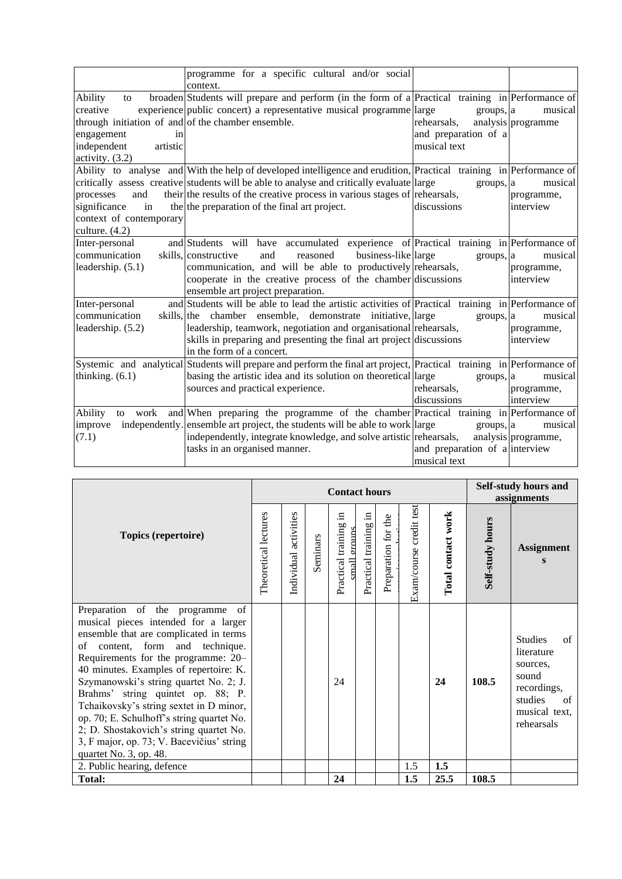| | | | |
|---|---|---|---|
| | programme for a specific cultural and/or social context. | | |
| Ability to broaden creative experience through initiation of and engagement in independent artistic activity. (3.2) | Students will prepare and perform (in the form of a public concert) a representative musical programme of the chamber ensemble. | Practical training in large groups, rehearsals, and preparation of a musical text | Performance of a musical analysis programme |
| Ability to analyse and critically assess creative processes and their significance in the context of contemporary culture. (4.2) | With the help of developed intelligence and erudition, students will be able to analyse and critically evaluate the results of the creative process in various stages of the preparation of the final art project. | Practical training in large groups, rehearsals, discussions | Performance of a musical programme, interview |
| Inter-personal and communication skills, leadership. (5.1) | Students will have accumulated experience of constructive and reasoned business-like communication, and will be able to productively cooperate in the creative process of the chamber ensemble art project preparation. | Practical training in large groups, rehearsals, discussions | Performance of a musical programme, interview |
| Inter-personal and communication skills, leadership. (5.2) | Students will be able to lead the artistic activities of the chamber ensemble, demonstrate initiative, leadership, teamwork, negotiation and organisational skills in preparing and presenting the final art project in the form of a concert. | Practical training in large groups, rehearsals, discussions | Performance of a musical programme, interview |
| Systemic and analytical thinking. (6.1) | Students will prepare and perform the final art project, basing the artistic idea and its solution on theoretical sources and practical experience. | Practical training in large groups, rehearsals, discussions | Performance of a musical programme, interview |
| Ability to work and improve independently. (7.1) | When preparing the programme of the chamber ensemble art project, the students will be able to work independently, integrate knowledge, and solve artistic tasks in an organised manner. | Practical training in large groups, rehearsals, and preparation of a musical text | Performance of a musical analysis programme, interview |

| Topics (repertoire) | Contact hours | | | | | | | | Self-study hours and assignments | |
|---|---|---|---|---|---|---|---|---|---|---|
| | Theoretical lectures | Individual activities | Seminars | Practical training in small groups | Practical training in | Preparation for the | Exam/course credit test | **Total contact work** | **Self-study hours** | **Assignments** |
| Preparation of the programme of musical pieces intended for a larger ensemble that are complicated in terms of content, form and technique. Requirements for the programme: 20–40 minutes. Examples of repertoire: K. Szymanowski's string quartet No. 2; J. Brahms' string quintet op. 88; P. Tchaikovsky's string sextet in D minor, op. 70; E. Schulhoff's string quartet No. 2; D. Shostakovich's string quartet No. 3, F major, op. 73; V. Bacevičius' string quartet No. 3, op. 48. | | | | 24 | | | | **24** | **108.5** | Studies of literature sources, sound recordings, studies of musical text, rehearsals |
| 2. Public hearing, defence | | | | | | | 1.5 | **1.5** | | |
| **Total:** | | | | **24** | | | **1.5** | **25.5** | **108.5** | |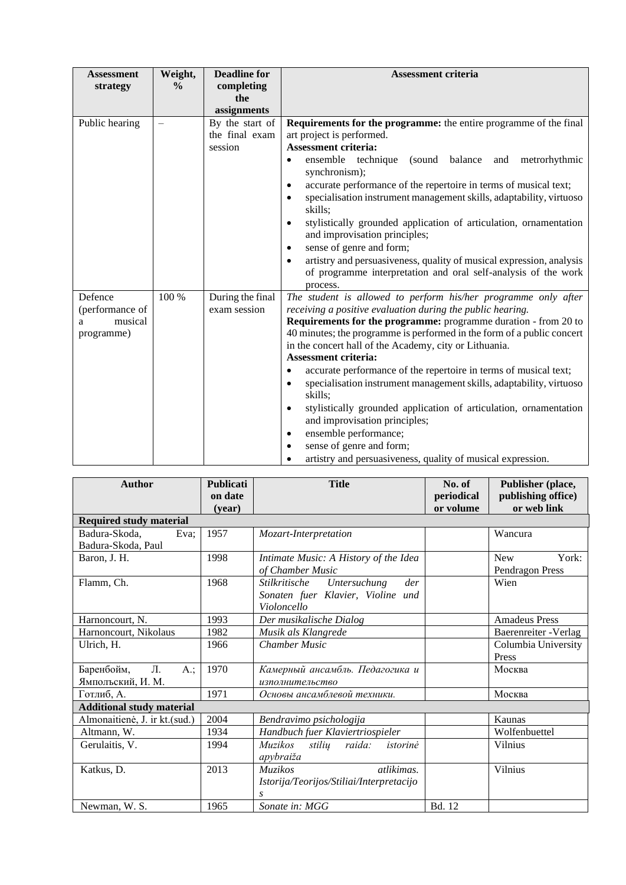| Assessment strategy | Weight, % | Deadline for completing the assignments | Assessment criteria |
|---|---|---|---|
| Public hearing | – | By the start of the final exam session | **Requirements for the programme:** the entire programme of the final art project is performed.<br>**Assessment criteria:**<br>• ensemble technique (sound balance and metrorhythmic synchronism);<br>• accurate performance of the repertoire in terms of musical text;<br>• specialisation instrument management skills, adaptability, virtuoso skills;<br>• stylistically grounded application of articulation, ornamentation and improvisation principles;<br>• sense of genre and form;<br>• artistry and persuasiveness, quality of musical expression, analysis of programme interpretation and oral self-analysis of the work process. |
| Defence (performance of a musical programme) | 100 % | During the final exam session | *The student is allowed to perform his/her programme only after receiving a positive evaluation during the public hearing.*<br>**Requirements for the programme:** programme duration - from 20 to 40 minutes; the programme is performed in the form of a public concert in the concert hall of the Academy, city or Lithuania.<br>**Assessment criteria:**<br>• accurate performance of the repertoire in terms of musical text;<br>• specialisation instrument management skills, adaptability, virtuoso skills;<br>• stylistically grounded application of articulation, ornamentation and improvisation principles;<br>• ensemble performance;<br>• sense of genre and form;<br>• artistry and persuasiveness, quality of musical expression. |

| Author | Publication date (year) | Title | No. of periodical or volume | Publisher (place, publishing office) or web link |
|---|---|---|---|---|
| **Required study material** | | | | |
| Badura-Skoda, Eva; Badura-Skoda, Paul | 1957 | *Mozart-Interpretation* | | Wancura |
| Baron, J. H. | 1998 | *Intimate Music: A History of the Idea of Chamber Music* | | New York: Pendragon Press |
| Flamm, Ch. | 1968 | *Stilkritische Untersuchung der Sonaten fuer Klavier, Violine und Violoncello* | | Wien |
| Harnoncourt, N. | 1993 | *Der musikalische Dialog* | | Amadeus Press |
| Harnoncourt, Nikolaus | 1982 | *Musik als Klangrede* | | Baerenreiter -Verlag |
| Ulrich, H. | 1966 | *Chamber Music* | | Columbia University Press |
| Баренбойм, Л. А.; Ямполъский, И. М. | 1970 | *Камерный ансамбль. Педагогика и изполнительство* | | Москва |
| Готлиб, А. | 1971 | *Основы ансамблевой техники.* | | Москва |
| **Additional study material** | | | | |
| Almonaitienė, J. ir kt.(sud.) | 2004 | *Bendravimo psichologija* | | Kaunas |
| Altmann, W. | 1934 | *Handbuch fuer Klaviertriospieler* | | Wolfenbuettel |
| Gerulaitis, V. | 1994 | *Muzikos stilių raida: istorinė apybraiža* | | Vilnius |
| Katkus, D. | 2013 | *Muzikos atlikimas. Istorija/Teorijos/Stiliai/Interpretacijos* | | Vilnius |
| Newman, W. S. | 1965 | *Sonate in: MGG* | Bd. 12 | |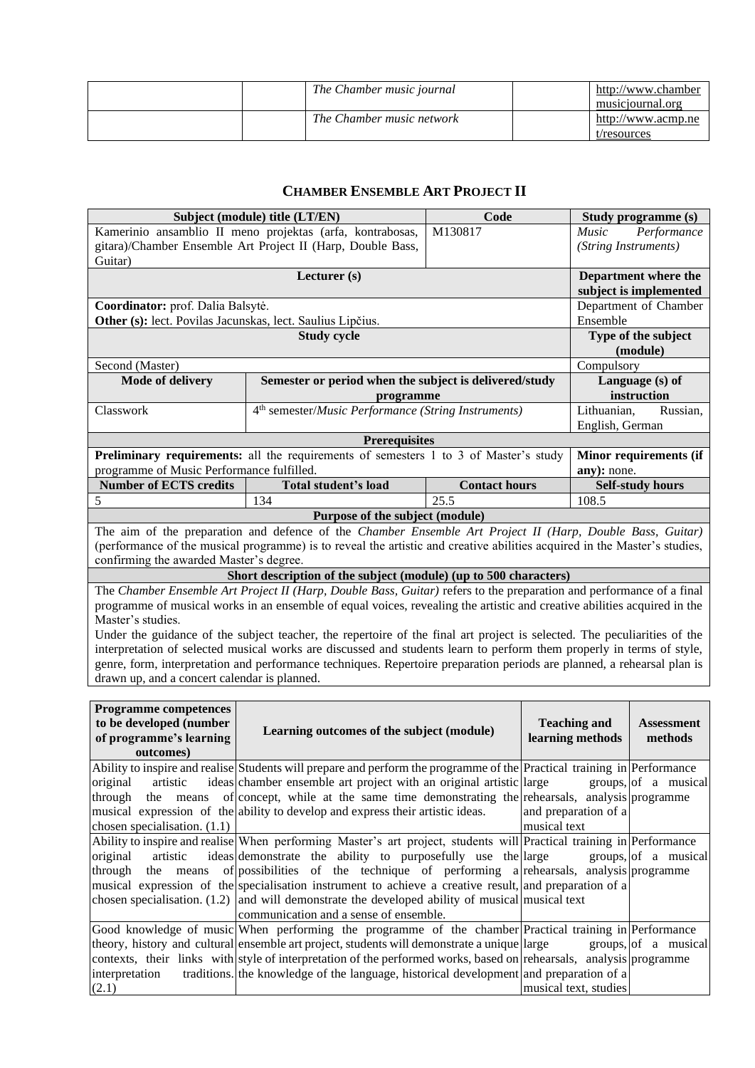| | | The Chamber music journal | | http://www.chambermusicjournal.org |
|---|---|---|---|---|
| | | The Chamber music network | | http://www.acmp.net/resources |

## CHAMBER ENSEMBLE ART PROJECT II

| Subject (module) title (LT/EN) | | Code | Study programme (s) |
|---|---|---|---|
| Kamerinio ansamblio II meno projektas (arfa, kontrabosas, gitara)/Chamber Ensemble Art Project II (Harp, Double Bass, Guitar) | | M130817 | *Music Performance (String Instruments)* |
| **Lecturer (s)** | | | **Department where the subject is implemented** |
| **Coordinator:** prof. Dalia Balsytė. **Other (s):** lect. Povilas Jacunskas, lect. Saulius Lipčius. | | | Department of Chamber Ensemble |
| **Study cycle** | | | **Type of the subject (module)** |
| Second (Master) | | | Compulsory |
| **Mode of delivery** | **Semester or period when the subject is delivered/study programme** | | **Language (s) of instruction** |
| Classwork | 4th semester/*Music Performance (String Instruments)* | | Lithuanian, Russian, English, German |
| **Prerequisites** | | | |
| **Preliminary requirements:** all the requirements of semesters 1 to 3 of Master's study programme of Music Performance fulfilled. | | | **Minor requirements (if any):** none. |
| **Number of ECTS credits** | **Total student's load** | **Contact hours** | **Self-study hours** |
| 5 | 134 | 25.5 | 108.5 |
| **Purpose of the subject (module)** | | | |
| The aim of the preparation and defence of the *Chamber Ensemble Art Project II (Harp, Double Bass, Guitar)* (performance of the musical programme) is to reveal the artistic and creative abilities acquired in the Master's studies, confirming the awarded Master's degree. | | | |
| **Short description of the subject (module) (up to 500 characters)** | | | |
| The *Chamber Ensemble Art Project II (Harp, Double Bass, Guitar)* refers to the preparation and performance of a final programme of musical works in an ensemble of equal voices, revealing the artistic and creative abilities acquired in the Master's studies. Under the guidance of the subject teacher, the repertoire of the final art project is selected. The peculiarities of the interpretation of selected musical works are discussed and students learn to perform them properly in terms of style, genre, form, interpretation and performance techniques. Repertoire preparation periods are planned, a rehearsal plan is drawn up, and a concert calendar is planned. | | | |

| Programme competences to be developed (number of programme's learning outcomes) | Learning outcomes of the subject (module) | Teaching and learning methods | Assessment methods |
|---|---|---|---|
| Ability to inspire and realise original artistic ideas through the means of musical expression of the chosen specialisation. (1.1) | Students will prepare and perform the programme of the chamber ensemble art project with an original artistic concept, while at the same time demonstrating the ability to develop and express their artistic ideas. | Practical training in large groups, rehearsals, analysis and preparation of a musical text | Performance of a musical programme |
| Ability to inspire and realise original artistic ideas through the means of musical expression of the chosen specialisation. (1.2) | When performing Master's art project, students will demonstrate the ability to purposefully use the possibilities of the technique of performing a specialisation instrument to achieve a creative result, and will demonstrate the developed ability of musical communication and a sense of ensemble. | Practical training in large groups, rehearsals, analysis and preparation of a musical text | Performance of a musical programme |
| Good knowledge of music theory, history and cultural contexts, their links with interpretation traditions. (2.1) | When performing the programme of the chamber ensemble art project, students will demonstrate a unique style of interpretation of the performed works, based on the knowledge of the language, historical development | Practical training in large groups, rehearsals, analysis and preparation of a musical text, studies | Performance of a musical programme |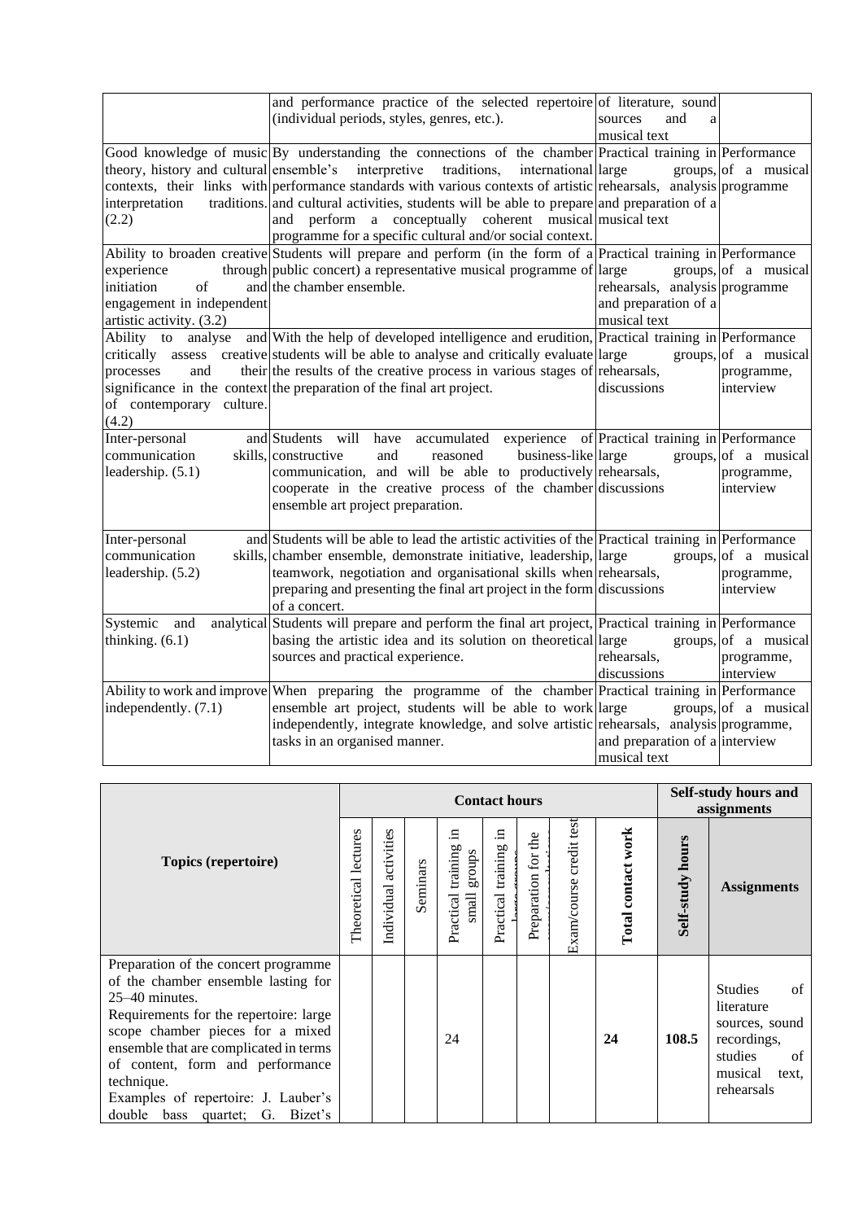| | | | |
|---|---|---|---|
| | and performance practice of the selected repertoire (individual periods, styles, genres, etc.). | of literature, sound sources and a musical text | |
| Good knowledge of music theory, history and cultural contexts, their links with interpretation traditions. (2.2) | By understanding the connections of the chamber ensemble's interpretive traditions, international performance standards with various contexts of artistic and cultural activities, students will be able to prepare and perform a conceptually coherent musical programme for a specific cultural and/or social context. | Practical training in large groups, rehearsals, analysis and preparation of a musical text | Performance of a musical programme |
| Ability to broaden creative experience through initiation of and engagement in independent artistic activity. (3.2) | Students will prepare and perform (in the form of a public concert) a representative musical programme of the chamber ensemble. | Practical training in large groups, rehearsals, analysis and preparation of a musical text | Performance of a musical programme |
| Ability to analyse and critically assess creative processes and their significance in the context of contemporary culture. (4.2) | With the help of developed intelligence and erudition, students will be able to analyse and critically evaluate the results of the creative process in various stages of the preparation of the final art project. | Practical training in large groups, rehearsals, discussions | Performance of a musical programme, interview |
| Inter-personal and communication skills, leadership. (5.1) | Students will have accumulated experience of constructive and reasoned business-like communication, and will be able to productively cooperate in the creative process of the chamber ensemble art project preparation. | Practical training in large groups, rehearsals, discussions | Performance of a musical programme, interview |
| Inter-personal and communication skills, leadership. (5.2) | Students will be able to lead the artistic activities of the chamber ensemble, demonstrate initiative, leadership, teamwork, negotiation and organisational skills when preparing and presenting the final art project in the form of a concert. | Practical training in large groups, rehearsals, discussions | Performance of a musical programme, interview |
| Systemic and analytical thinking. (6.1) | Students will prepare and perform the final art project, basing the artistic idea and its solution on theoretical sources and practical experience. | Practical training in large groups, rehearsals, discussions | Performance of a musical programme, interview |
| Ability to work and improve independently. (7.1) | When preparing the programme of the chamber ensemble art project, students will be able to work independently, integrate knowledge, and solve artistic tasks in an organised manner. | Practical training in large groups, rehearsals, analysis and preparation of a musical text | Performance of a musical programme, interview |

| Topics (repertoire) | Contact hours | | | | | | | | Self-study hours and assignments | |
|---|---|---|---|---|---|---|---|---|---|---|
| | Theoretical lectures | Individual activities | Seminars | Practical training in small groups | Practical training in large groups | Preparation for the exam/consultations | Exam/course credit test | Total contact work | Self-study hours | Assignments |
| Preparation of the concert programme of the chamber ensemble lasting for 25–40 minutes.<br>Requirements for the repertoire: large scope chamber pieces for a mixed ensemble that are complicated in terms of content, form and performance technique.<br>Examples of repertoire: J. Lauber's double bass quartet; G. Bizet's | | | | 24 | | | | **24** | **108.5** | Studies of literature sources, sound recordings, studies of musical text, rehearsals |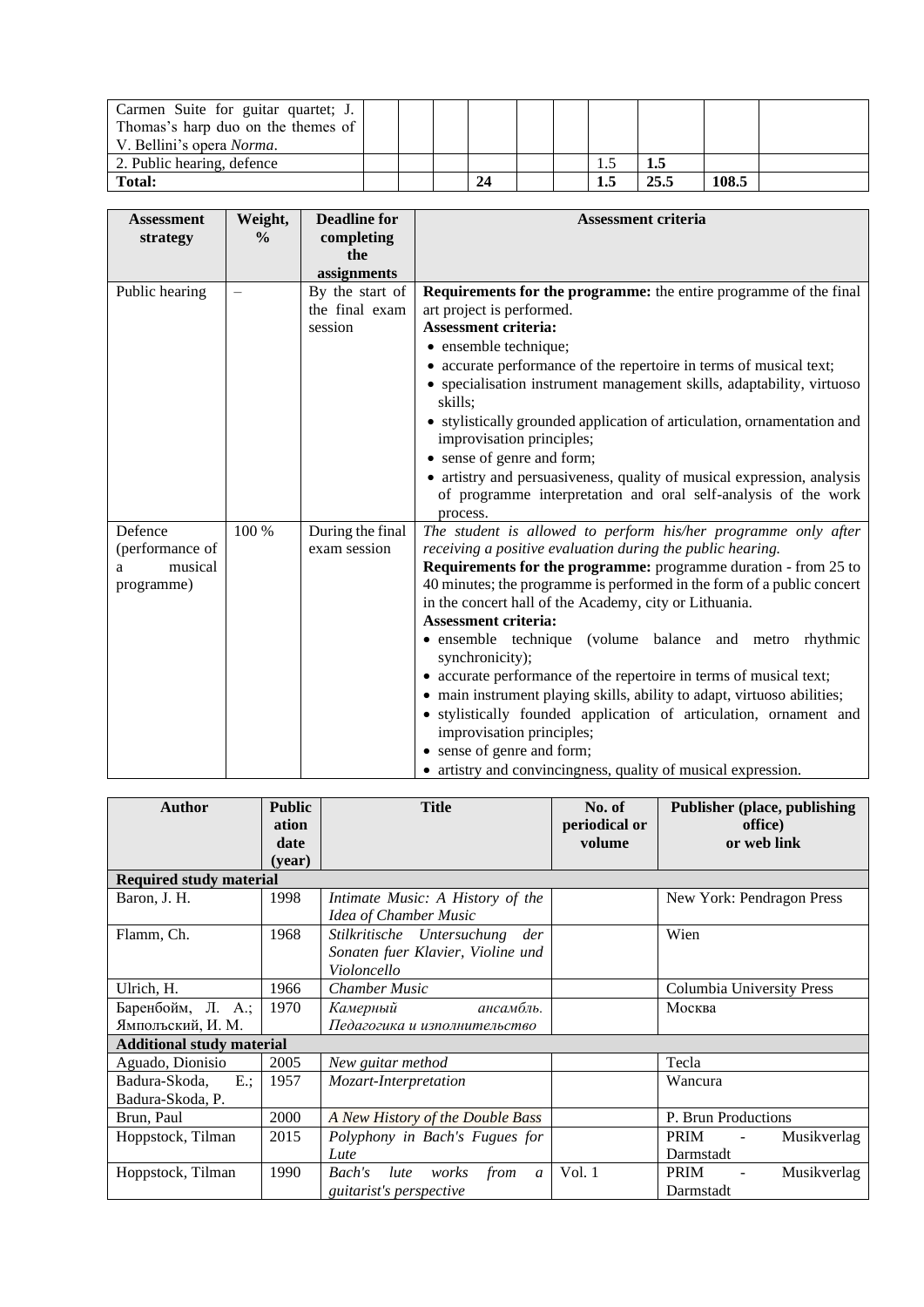| | | | | | | | | | |
|---|---|---|---|---|---|---|---|---|---|
| Carmen Suite for guitar quartet; J. Thomas's harp duo on the themes of V. Bellini's opera *Norma*. | | | | | | | | | |
| 2. Public hearing, defence | | | | | | | 1.5 | **1.5** | | |
| **Total:** | | | | **24** | | | **1.5** | **25.5** | **108.5** | |

| Assessment strategy | Weight, % | Deadline for completing the assignments | Assessment criteria |
|---|---|---|---|
| Public hearing | – | By the start of the final exam session | **Requirements for the programme:** the entire programme of the final art project is performed.<br>**Assessment criteria:**<br>• ensemble technique;<br>• accurate performance of the repertoire in terms of musical text;<br>• specialisation instrument management skills, adaptability, virtuoso skills;<br>• stylistically grounded application of articulation, ornamentation and improvisation principles;<br>• sense of genre and form;<br>• artistry and persuasiveness, quality of musical expression, analysis of programme interpretation and oral self-analysis of the work process. |
| Defence (performance of a musical programme) | 100 % | During the final exam session | *The student is allowed to perform his/her programme only after receiving a positive evaluation during the public hearing.*<br>**Requirements for the programme:** programme duration - from 25 to 40 minutes; the programme is performed in the form of a public concert in the concert hall of the Academy, city or Lithuania.<br>**Assessment criteria:**<br>• ensemble technique (volume balance and metro rhythmic synchronicity);<br>• accurate performance of the repertoire in terms of musical text;<br>• main instrument playing skills, ability to adapt, virtuoso abilities;<br>• stylistically founded application of articulation, ornament and improvisation principles;<br>• sense of genre and form;<br>• artistry and convincingness, quality of musical expression. |

| Author | Publication date (year) | Title | No. of periodical or volume | Publisher (place, publishing office) or web link |
|---|---|---|---|---|
| **Required study material** | | | | |
| Baron, J. H. | 1998 | *Intimate Music: A History of the Idea of Chamber Music* | | New York: Pendragon Press |
| Flamm, Ch. | 1968 | *Stilkritische Untersuchung der Sonaten fuer Klavier, Violine und Violoncello* | | Wien |
| Ulrich, H. | 1966 | *Chamber Music* | | Columbia University Press |
| Баренбойм, Л. А.; Ямпольский, И. М. | 1970 | *Камерный ансамбль. Педагогика и исполнительство* | | Москва |
| **Additional study material** | | | | |
| Aguado, Dionisio | 2005 | *New guitar method* | | Tecla |
| Badura-Skoda, E.; Badura-Skoda, P. | 1957 | *Mozart-Interpretation* | | Wancura |
| Brun, Paul | 2000 | *A New History of the Double Bass* | | P. Brun Productions |
| Hoppstock, Tilman | 2015 | *Polyphony in Bach's Fugues for Lute* | | PRIM - Musikverlag Darmstadt |
| Hoppstock, Tilman | 1990 | *Bach's lute works from a guitarist's perspective* | Vol. 1 | PRIM - Musikverlag Darmstadt |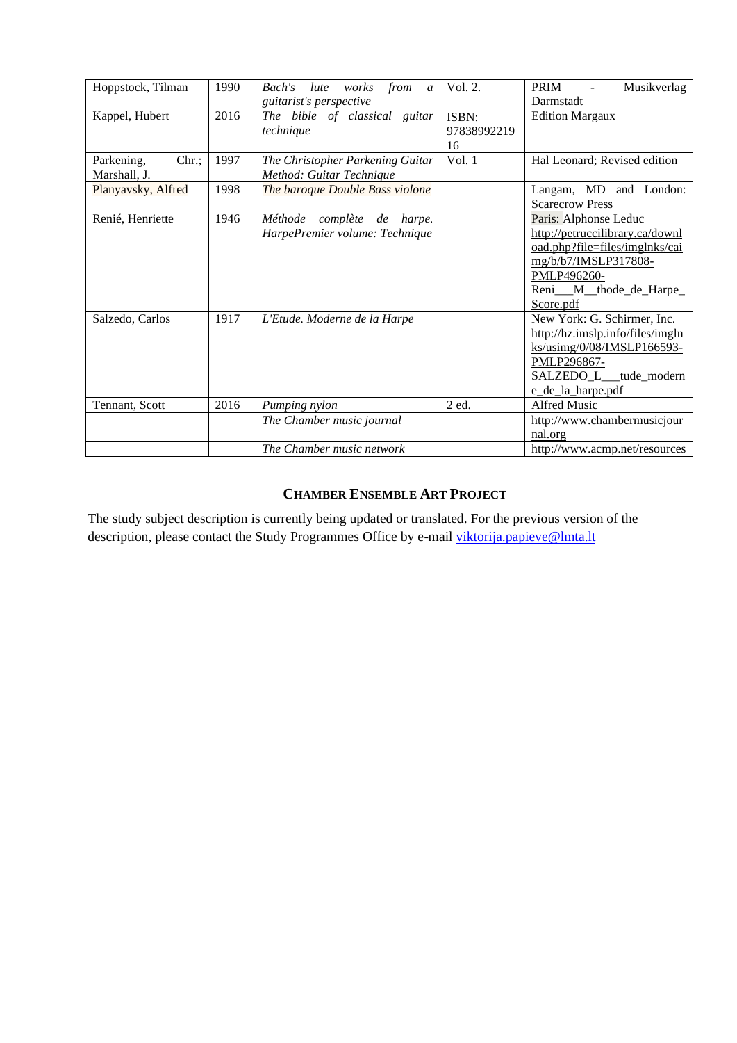| | | | | |
|---|---|---|---|---|
| Hoppstock, Tilman | 1990 | *Bach's lute works from a guitarist's perspective* | Vol. 2. | PRIM - Musikverlag Darmstadt |
| Kappel, Hubert | 2016 | *The bible of classical guitar technique* | ISBN: 9783899221916 | Edition Margaux |
| Parkening, Chr.; Marshall, J. | 1997 | *The Christopher Parkening Guitar Method: Guitar Technique* | Vol. 1 | Hal Leonard; Revised edition |
| Planyavsky, Alfred | 1998 | *The baroque Double Bass violone* | | Langam, MD and London: Scarecrow Press |
| Renié, Henriette | 1946 | *Méthode complète de harpe. HarpePremier volume: Technique* | | Paris: Alphonse Leduc http://petruccilibrary.ca/download.php?file=files/imglnks/caimg/b/b7/IMSLP317808-PMLP496260-Reni___M__thode_de_Harpe_Score.pdf |
| Salzedo, Carlos | 1917 | *L'Etude. Moderne de la Harpe* | | New York: G. Schirmer, Inc. http://hz.imslp.info/files/imglnks/usimg/0/08/IMSLP166593-PMLP296867-SALZEDO_L___tude_moderne_de_la_harpe.pdf |
| Tennant, Scott | 2016 | *Pumping nylon* | 2 ed. | Alfred Music |
| | | *The Chamber music journal* | | http://www.chambermusicjournal.org |
| | | *The Chamber music network* | | http://www.acmp.net/resources |

## CHAMBER ENSEMBLE ART PROJECT

The study subject description is currently being updated or translated. For the previous version of the description, please contact the Study Programmes Office by e-mail viktorija.papieve@lmta.lt